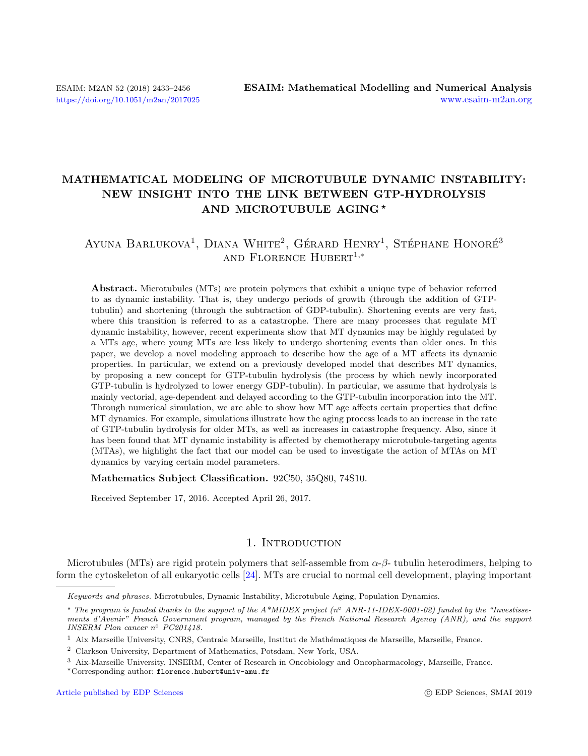# MATHEMATICAL MODELING OF MICROTUBULE DYNAMIC INSTABILITY: NEW INSIGHT INTO THE LINK BETWEEN GTP-HYDROLYSIS AND MICROTUBULE AGING [*]

Ayuna Barlukova[1], Diana White[2], Gérard Henry[1], Stéphane Honoré[3] and Florence Hubert[1,*]

**Abstract.** Microtubules (MTs) are protein polymers that exhibit a unique type of behavior referred to as dynamic instability. That is, they undergo periods of growth (through the addition of GTP-tubulin) and shortening (through the subtraction of GDP-tubulin). Shortening events are very fast, where this transition is referred to as a catastrophe. There are many processes that regulate MT dynamic instability, however, recent experiments show that MT dynamics may be highly regulated by a MTs age, where young MTs are less likely to undergo shortening events than older ones. In this paper, we develop a novel modeling approach to describe how the age of a MT affects its dynamic properties. In particular, we extend on a previously developed model that describes MT dynamics, by proposing a new concept for GTP-tubulin hydrolysis (the process by which newly incorporated GTP-tubulin is hydrolyzed to lower energy GDP-tubulin). In particular, we assume that hydrolysis is mainly vectorial, age-dependent and delayed according to the GTP-tubulin incorporation into the MT. Through numerical simulation, we are able to show how MT age affects certain properties that define MT dynamics. For example, simulations illustrate how the aging process leads to an increase in the rate of GTP-tubulin hydrolysis for older MTs, as well as increases in catastrophe frequency. Also, since it has been found that MT dynamic instability is affected by chemotherapy microtubule-targeting agents (MTAs), we highlight the fact that our model can be used to investigate the action of MTAs on MT dynamics by varying certain model parameters.

**Mathematics Subject Classification.** 92C50, 35Q80, 74S10.

Received September 17, 2016. Accepted April 26, 2017.

## 1. Introduction

Microtubules (MTs) are rigid protein polymers that self-assemble from $\alpha$-$\beta$- tubulin heterodimers, helping to form the cytoskeleton of all eukaryotic cells [24]. MTs are crucial to normal cell development, playing important

---

*Keywords and phrases.* Microtubules, Dynamic Instability, Microtubule Aging, Population Dynamics.

[*] *The program is funded thanks to the support of the A\*MIDEX project (n° ANR-11-IDEX-0001-02) funded by the "Investissements d'Avenir" French Government program, managed by the French National Research Agency (ANR), and the support INSERM Plan cancer n° PC201418.*

[1] Aix Marseille University, CNRS, Centrale Marseille, Institut de Mathématiques de Marseille, Marseille, France.

[2] Clarkson University, Department of Mathematics, Potsdam, New York, USA.

[3] Aix-Marseille University, INSERM, Center of Research in Oncobiology and Oncopharmacology, Marseille, France.

[*] Corresponding author: florence.hubert@univ-amu.fr

Article published by EDP Sciences © EDP Sciences, SMAI 2019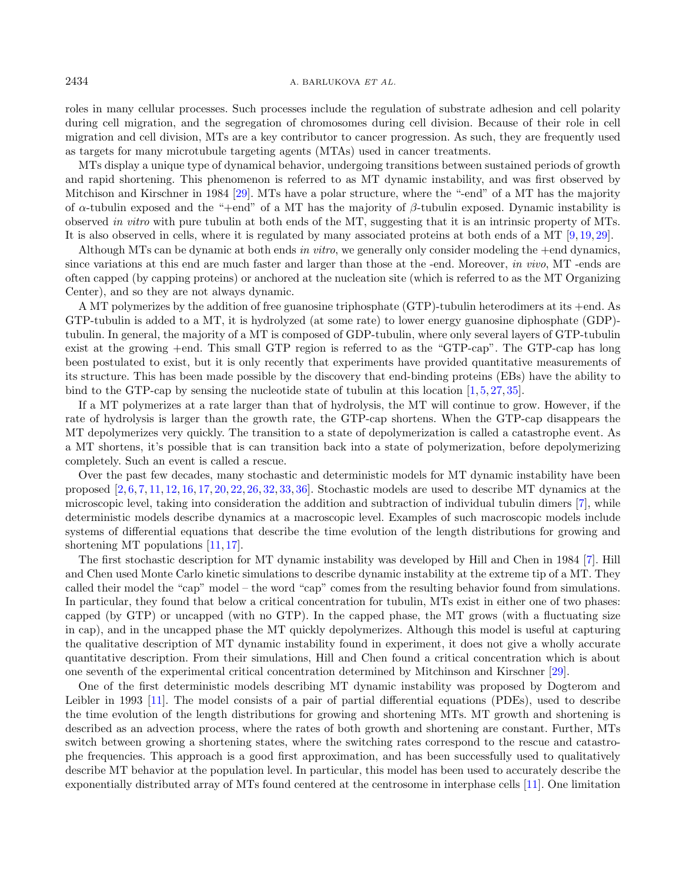roles in many cellular processes. Such processes include the regulation of substrate adhesion and cell polarity during cell migration, and the segregation of chromosomes during cell division. Because of their role in cell migration and cell division, MTs are a key contributor to cancer progression. As such, they are frequently used as targets for many microtubule targeting agents (MTAs) used in cancer treatments.

MTs display a unique type of dynamical behavior, undergoing transitions between sustained periods of growth and rapid shortening. This phenomenon is referred to as MT dynamic instability, and was first observed by Mitchison and Kirschner in 1984 [29]. MTs have a polar structure, where the "-end" of a MT has the majority of $\alpha$-tubulin exposed and the "+end" of a MT has the majority of $\beta$-tubulin exposed. Dynamic instability is observed *in vitro* with pure tubulin at both ends of the MT, suggesting that it is an intrinsic property of MTs. It is also observed in cells, where it is regulated by many associated proteins at both ends of a MT [9, 19, 29].

Although MTs can be dynamic at both ends *in vitro*, we generally only consider modeling the +end dynamics, since variations at this end are much faster and larger than those at the -end. Moreover, *in vivo*, MT -ends are often capped (by capping proteins) or anchored at the nucleation site (which is referred to as the MT Organizing Center), and so they are not always dynamic.

A MT polymerizes by the addition of free guanosine triphosphate (GTP)-tubulin heterodimers at its +end. As GTP-tubulin is added to a MT, it is hydrolyzed (at some rate) to lower energy guanosine diphosphate (GDP)-tubulin. In general, the majority of a MT is composed of GDP-tubulin, where only several layers of GTP-tubulin exist at the growing +end. This small GTP region is referred to as the "GTP-cap". The GTP-cap has long been postulated to exist, but it is only recently that experiments have provided quantitative measurements of its structure. This has been made possible by the discovery that end-binding proteins (EBs) have the ability to bind to the GTP-cap by sensing the nucleotide state of tubulin at this location [1, 5, 27, 35].

If a MT polymerizes at a rate larger than that of hydrolysis, the MT will continue to grow. However, if the rate of hydrolysis is larger than the growth rate, the GTP-cap shortens. When the GTP-cap disappears the MT depolymerizes very quickly. The transition to a state of depolymerization is called a catastrophe event. As a MT shortens, it's possible that is can transition back into a state of polymerization, before depolymerizing completely. Such an event is called a rescue.

Over the past few decades, many stochastic and deterministic models for MT dynamic instability have been proposed [2, 6, 7, 11, 12, 16, 17, 20, 22, 26, 32, 33, 36]. Stochastic models are used to describe MT dynamics at the microscopic level, taking into consideration the addition and subtraction of individual tubulin dimers [7], while deterministic models describe dynamics at a macroscopic level. Examples of such macroscopic models include systems of differential equations that describe the time evolution of the length distributions for growing and shortening MT populations [11, 17].

The first stochastic description for MT dynamic instability was developed by Hill and Chen in 1984 [7]. Hill and Chen used Monte Carlo kinetic simulations to describe dynamic instability at the extreme tip of a MT. They called their model the "cap" model – the word "cap" comes from the resulting behavior found from simulations. In particular, they found that below a critical concentration for tubulin, MTs exist in either one of two phases: capped (by GTP) or uncapped (with no GTP). In the capped phase, the MT grows (with a fluctuating size in cap), and in the uncapped phase the MT quickly depolymerizes. Although this model is useful at capturing the qualitative description of MT dynamic instability found in experiment, it does not give a wholly accurate quantitative description. From their simulations, Hill and Chen found a critical concentration which is about one seventh of the experimental critical concentration determined by Mitchinson and Kirschner [29].

One of the first deterministic models describing MT dynamic instability was proposed by Dogterom and Leibler in 1993 [11]. The model consists of a pair of partial differential equations (PDEs), used to describe the time evolution of the length distributions for growing and shortening MTs. MT growth and shortening is described as an advection process, where the rates of both growth and shortening are constant. Further, MTs switch between growing a shortening states, where the switching rates correspond to the rescue and catastrophe frequencies. This approach is a good first approximation, and has been successfully used to qualitatively describe MT behavior at the population level. In particular, this model has been used to accurately describe the exponentially distributed array of MTs found centered at the centrosome in interphase cells [11]. One limitation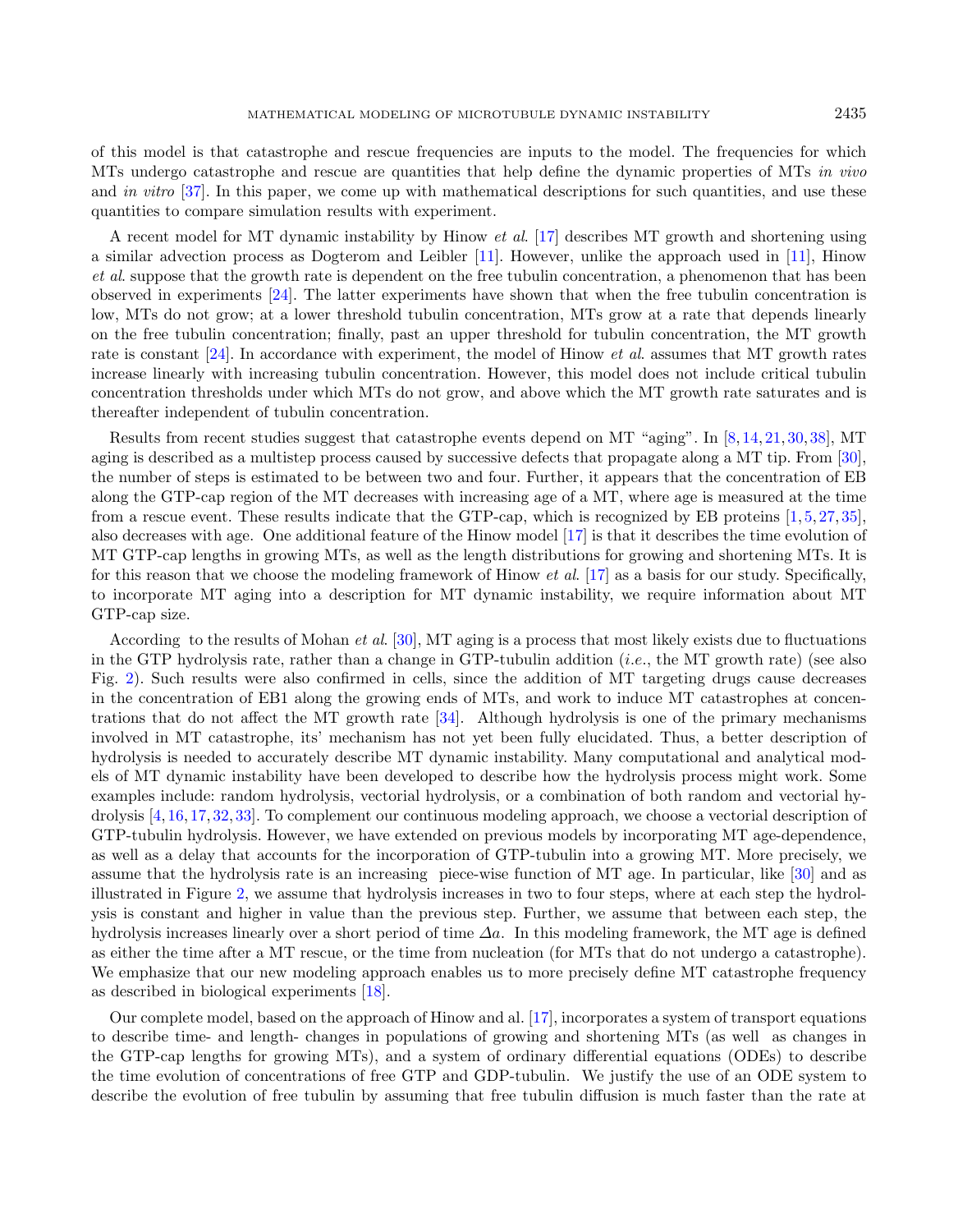of this model is that catastrophe and rescue frequencies are inputs to the model. The frequencies for which MTs undergo catastrophe and rescue are quantities that help define the dynamic properties of MTs *in vivo* and *in vitro* [37]. In this paper, we come up with mathematical descriptions for such quantities, and use these quantities to compare simulation results with experiment.

A recent model for MT dynamic instability by Hinow *et al.* [17] describes MT growth and shortening using a similar advection process as Dogterom and Leibler [11]. However, unlike the approach used in [11], Hinow *et al.* suppose that the growth rate is dependent on the free tubulin concentration, a phenomenon that has been observed in experiments [24]. The latter experiments have shown that when the free tubulin concentration is low, MTs do not grow; at a lower threshold tubulin concentration, MTs grow at a rate that depends linearly on the free tubulin concentration; finally, past an upper threshold for tubulin concentration, the MT growth rate is constant [24]. In accordance with experiment, the model of Hinow *et al.* assumes that MT growth rates increase linearly with increasing tubulin concentration. However, this model does not include critical tubulin concentration thresholds under which MTs do not grow, and above which the MT growth rate saturates and is thereafter independent of tubulin concentration.

Results from recent studies suggest that catastrophe events depend on MT "aging". In [8,14,21,30,38], MT aging is described as a multistep process caused by successive defects that propagate along a MT tip. From [30], the number of steps is estimated to be between two and four. Further, it appears that the concentration of EB along the GTP-cap region of the MT decreases with increasing age of a MT, where age is measured at the time from a rescue event. These results indicate that the GTP-cap, which is recognized by EB proteins [1,5,27,35], also decreases with age. One additional feature of the Hinow model [17] is that it describes the time evolution of MT GTP-cap lengths in growing MTs, as well as the length distributions for growing and shortening MTs. It is for this reason that we choose the modeling framework of Hinow *et al.* [17] as a basis for our study. Specifically, to incorporate MT aging into a description for MT dynamic instability, we require information about MT GTP-cap size.

According to the results of Mohan *et al.* [30], MT aging is a process that most likely exists due to fluctuations in the GTP hydrolysis rate, rather than a change in GTP-tubulin addition (*i.e.*, the MT growth rate) (see also Fig. 2). Such results were also confirmed in cells, since the addition of MT targeting drugs cause decreases in the concentration of EB1 along the growing ends of MTs, and work to induce MT catastrophes at concentrations that do not affect the MT growth rate [34]. Although hydrolysis is one of the primary mechanisms involved in MT catastrophe, its' mechanism has not yet been fully elucidated. Thus, a better description of hydrolysis is needed to accurately describe MT dynamic instability. Many computational and analytical models of MT dynamic instability have been developed to describe how the hydrolysis process might work. Some examples include: random hydrolysis, vectorial hydrolysis, or a combination of both random and vectorial hydrolysis [4,16,17,32,33]. To complement our continuous modeling approach, we choose a vectorial description of GTP-tubulin hydrolysis. However, we have extended on previous models by incorporating MT age-dependence, as well as a delay that accounts for the incorporation of GTP-tubulin into a growing MT. More precisely, we assume that the hydrolysis rate is an increasing piece-wise function of MT age. In particular, like [30] and as illustrated in Figure 2, we assume that hydrolysis increases in two to four steps, where at each step the hydrolysis is constant and higher in value than the previous step. Further, we assume that between each step, the hydrolysis increases linearly over a short period of time $\Delta a$. In this modeling framework, the MT age is defined as either the time after a MT rescue, or the time from nucleation (for MTs that do not undergo a catastrophe). We emphasize that our new modeling approach enables us to more precisely define MT catastrophe frequency as described in biological experiments [18].

Our complete model, based on the approach of Hinow and al. [17], incorporates a system of transport equations to describe time- and length- changes in populations of growing and shortening MTs (as well as changes in the GTP-cap lengths for growing MTs), and a system of ordinary differential equations (ODEs) to describe the time evolution of concentrations of free GTP and GDP-tubulin. We justify the use of an ODE system to describe the evolution of free tubulin by assuming that free tubulin diffusion is much faster than the rate at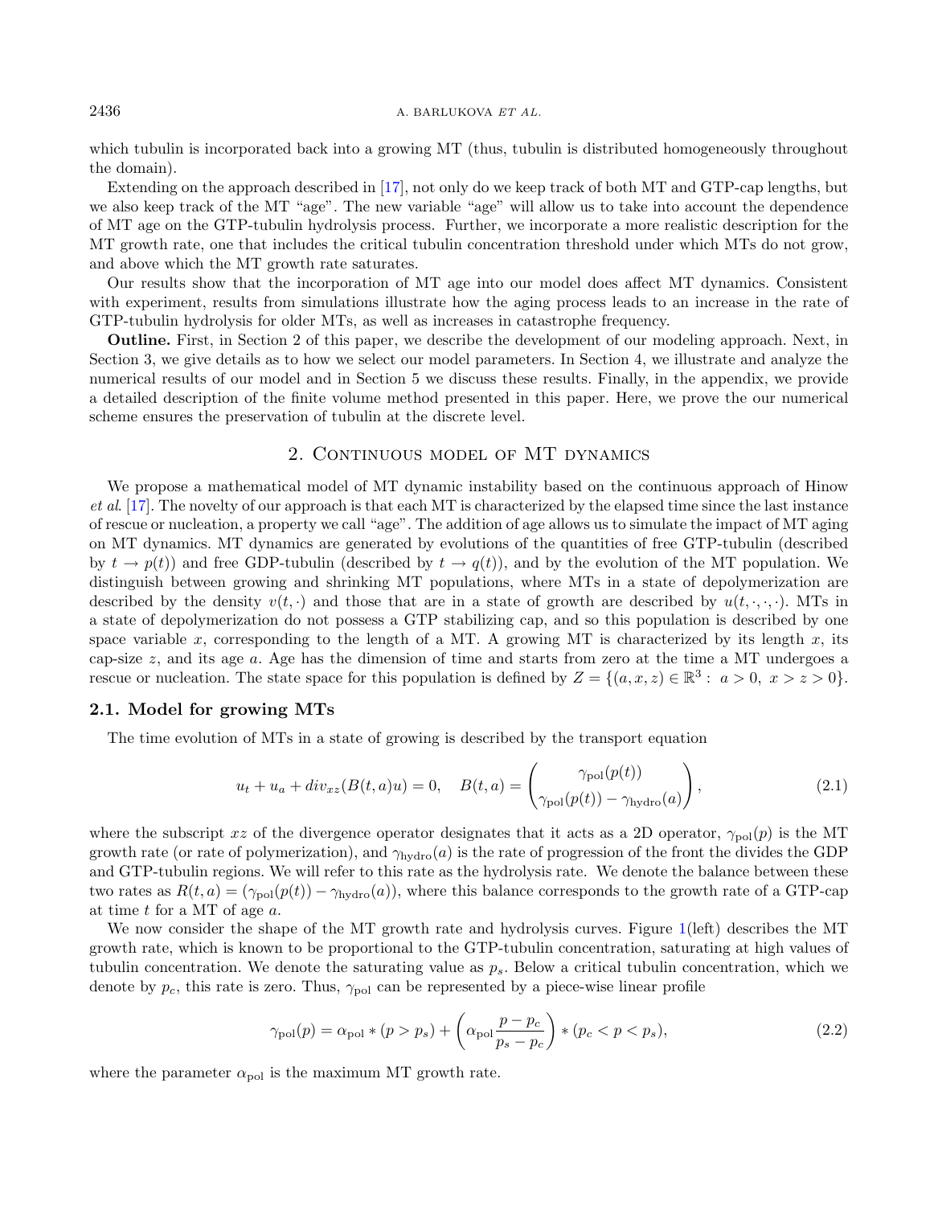which tubulin is incorporated back into a growing MT (thus, tubulin is distributed homogeneously throughout the domain).

Extending on the approach described in [17], not only do we keep track of both MT and GTP-cap lengths, but we also keep track of the MT "age". The new variable "age" will allow us to take into account the dependence of MT age on the GTP-tubulin hydrolysis process. Further, we incorporate a more realistic description for the MT growth rate, one that includes the critical tubulin concentration threshold under which MTs do not grow, and above which the MT growth rate saturates.

Our results show that the incorporation of MT age into our model does affect MT dynamics. Consistent with experiment, results from simulations illustrate how the aging process leads to an increase in the rate of GTP-tubulin hydrolysis for older MTs, as well as increases in catastrophe frequency.

**Outline.** First, in Section 2 of this paper, we describe the development of our modeling approach. Next, in Section 3, we give details as to how we select our model parameters. In Section 4, we illustrate and analyze the numerical results of our model and in Section 5 we discuss these results. Finally, in the appendix, we provide a detailed description of the finite volume method presented in this paper. Here, we prove the our numerical scheme ensures the preservation of tubulin at the discrete level.

## 2. Continuous model of MT dynamics

We propose a mathematical model of MT dynamic instability based on the continuous approach of Hinow *et al*. [17]. The novelty of our approach is that each MT is characterized by the elapsed time since the last instance of rescue or nucleation, a property we call "age". The addition of age allows us to simulate the impact of MT aging on MT dynamics. MT dynamics are generated by evolutions of the quantities of free GTP-tubulin (described by $t \to p(t)$) and free GDP-tubulin (described by $t \to q(t)$), and by the evolution of the MT population. We distinguish between growing and shrinking MT populations, where MTs in a state of depolymerization are described by the density $v(t, \cdot)$ and those that are in a state of growth are described by $u(t, \cdot, \cdot, \cdot)$. MTs in a state of depolymerization do not possess a GTP stabilizing cap, and so this population is described by one space variable $x$, corresponding to the length of a MT. A growing MT is characterized by its length $x$, its cap-size $z$, and its age $a$. Age has the dimension of time and starts from zero at the time a MT undergoes a rescue or nucleation. The state space for this population is defined by $Z = \{(a, x, z) \in \mathbb{R}^3 : \ a > 0, \ x > z > 0\}$.

### 2.1. Model for growing MTs

The time evolution of MTs in a state of growing is described by the transport equation

$$u_t + u_a + div_{xz}(B(t,a)u) = 0, \quad B(t,a) = \begin{pmatrix} \gamma_{\text{pol}}(p(t)) \\ \gamma_{\text{pol}}(p(t)) - \gamma_{\text{hydro}}(a) \end{pmatrix}, \tag{2.1}$$

where the subscript $xz$ of the divergence operator designates that it acts as a 2D operator, $\gamma_{\text{pol}}(p)$ is the MT growth rate (or rate of polymerization), and $\gamma_{\text{hydro}}(a)$ is the rate of progression of the front the divides the GDP and GTP-tubulin regions. We will refer to this rate as the hydrolysis rate. We denote the balance between these two rates as $R(t, a) = (\gamma_{\text{pol}}(p(t)) - \gamma_{\text{hydro}}(a))$, where this balance corresponds to the growth rate of a GTP-cap at time $t$ for a MT of age $a$.

We now consider the shape of the MT growth rate and hydrolysis curves. Figure 1(left) describes the MT growth rate, which is known to be proportional to the GTP-tubulin concentration, saturating at high values of tubulin concentration. We denote the saturating value as $p_s$. Below a critical tubulin concentration, which we denote by $p_c$, this rate is zero. Thus, $\gamma_{\text{pol}}$ can be represented by a piece-wise linear profile

$$\gamma_{\text{pol}}(p) = \alpha_{\text{pol}} * (p > p_s) + \left(\alpha_{\text{pol}} \frac{p - p_c}{p_s - p_c}\right) * (p_c < p < p_s), \tag{2.2}$$

where the parameter $\alpha_{\text{pol}}$ is the maximum MT growth rate.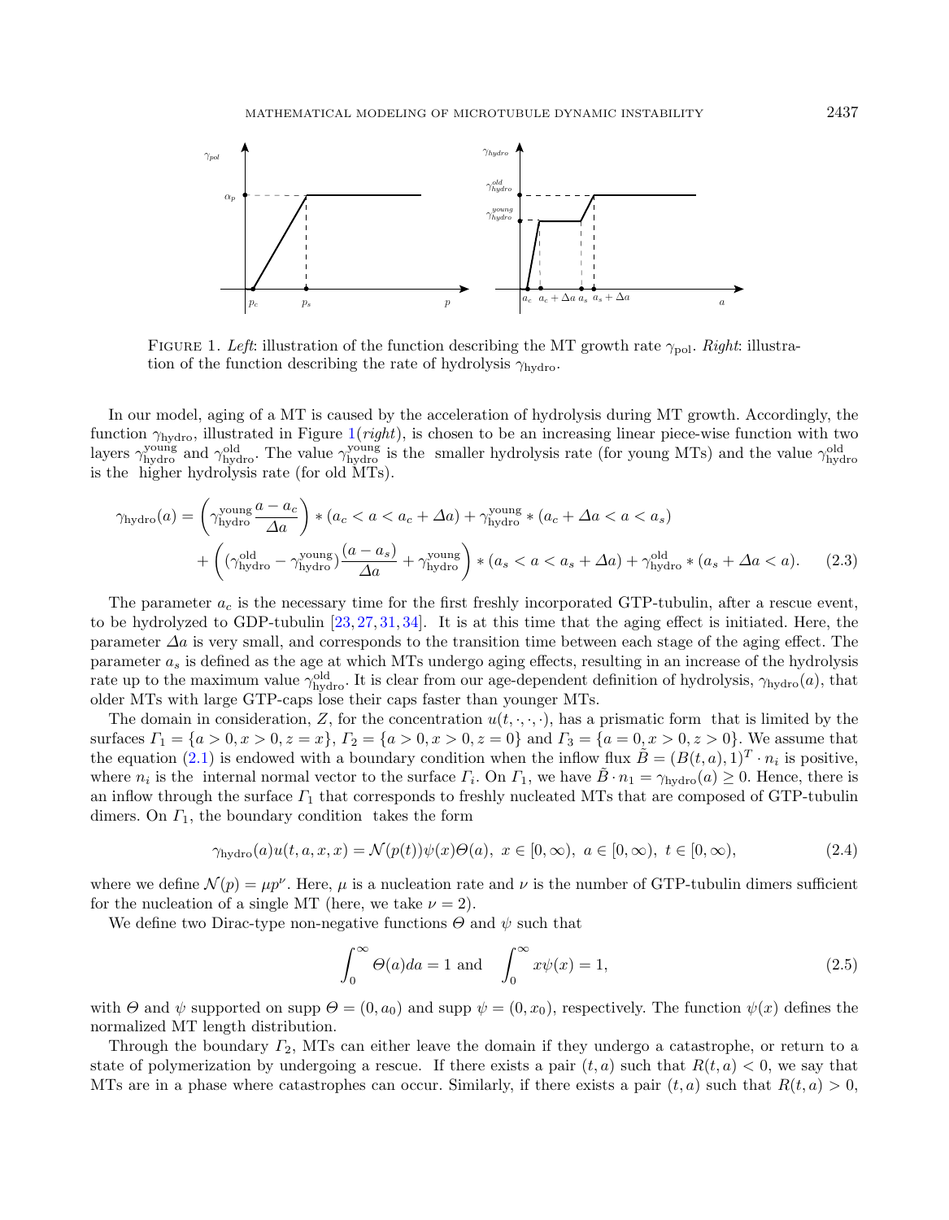FIGURE 1. *Left*: illustration of the function describing the MT growth rate $\gamma_{\text{pol}}$. *Right*: illustration of the function describing the rate of hydrolysis $\gamma_{\text{hydro}}$.

In our model, aging of a MT is caused by the acceleration of hydrolysis during MT growth. Accordingly, the function $\gamma_{\text{hydro}}$, illustrated in Figure 1(*right*), is chosen to be an increasing linear piece-wise function with two layers $\gamma_{\text{hydro}}^{\text{young}}$ and $\gamma_{\text{hydro}}^{\text{old}}$. The value $\gamma_{\text{hydro}}^{\text{young}}$ is the smaller hydrolysis rate (for young MTs) and the value $\gamma_{\text{hydro}}^{\text{old}}$ is the higher hydrolysis rate (for old MTs).

$$
\begin{aligned}
\gamma_{\text{hydro}}(a) = & \left(\gamma_{\text{hydro}}^{\text{young}} \frac{a - a_c}{\Delta a}\right) * (a_c < a < a_c + \Delta a) + \gamma_{\text{hydro}}^{\text{young}} * (a_c + \Delta a < a < a_s) \\
& + \left((\gamma_{\text{hydro}}^{\text{old}} - \gamma_{\text{hydro}}^{\text{young}}) \frac{(a - a_s)}{\Delta a} + \gamma_{\text{hydro}}^{\text{young}}\right) * (a_s < a < a_s + \Delta a) + \gamma_{\text{hydro}}^{\text{old}} * (a_s + \Delta a < a). \qquad (2.3)
\end{aligned}
$$

The parameter $a_c$ is the necessary time for the first freshly incorporated GTP-tubulin, after a rescue event, to be hydrolyzed to GDP-tubulin [23, 27, 31, 34]. It is at this time that the aging effect is initiated. Here, the parameter $\Delta a$ is very small, and corresponds to the transition time between each stage of the aging effect. The parameter $a_s$ is defined as the age at which MTs undergo aging effects, resulting in an increase of the hydrolysis rate up to the maximum value $\gamma_{\text{hydro}}^{\text{old}}$. It is clear from our age-dependent definition of hydrolysis, $\gamma_{\text{hydro}}(a)$, that older MTs with large GTP-caps lose their caps faster than younger MTs.

The domain in consideration, $Z$, for the concentration $u(t, \cdot, \cdot, \cdot)$, has a prismatic form that is limited by the surfaces $\Gamma_1 = \{a > 0, x > 0, z = x\}$, $\Gamma_2 = \{a > 0, x > 0, z = 0\}$ and $\Gamma_3 = \{a = 0, x > 0, z > 0\}$. We assume that the equation (2.1) is endowed with a boundary condition when the inflow flux $\tilde{B} = (B(t, a), 1)^T \cdot n_i$ is positive, where $n_i$ is the internal normal vector to the surface $\Gamma_i$. On $\Gamma_1$, we have $\tilde{B} \cdot n_1 = \gamma_{\text{hydro}}(a) \geq 0$. Hence, there is an inflow through the surface $\Gamma_1$ that corresponds to freshly nucleated MTs that are composed of GTP-tubulin dimers. On $\Gamma_1$, the boundary condition takes the form

$$
\gamma_{\text{hydro}}(a) u(t, a, x, x) = \mathcal{N}(p(t)) \psi(x) \Theta(a), \; x \in [0, \infty), \; a \in [0, \infty), \; t \in [0, \infty), \qquad (2.4)
$$

where we define $\mathcal{N}(p) = \mu p^{\nu}$. Here, $\mu$ is a nucleation rate and $\nu$ is the number of GTP-tubulin dimers sufficient for the nucleation of a single MT (here, we take $\nu = 2$).

We define two Dirac-type non-negative functions $\Theta$ and $\psi$ such that

$$
\int_0^{\infty} \Theta(a) da = 1 \text{ and } \quad \int_0^{\infty} x \psi(x) = 1, \qquad (2.5)
$$

with $\Theta$ and $\psi$ supported on supp $\Theta = (0, a_0)$ and supp $\psi = (0, x_0)$, respectively. The function $\psi(x)$ defines the normalized MT length distribution.

Through the boundary $\Gamma_2$, MTs can either leave the domain if they undergo a catastrophe, or return to a state of polymerization by undergoing a rescue. If there exists a pair $(t, a)$ such that $R(t, a) < 0$, we say that MTs are in a phase where catastrophes can occur. Similarly, if there exists a pair $(t, a)$ such that $R(t, a) > 0$,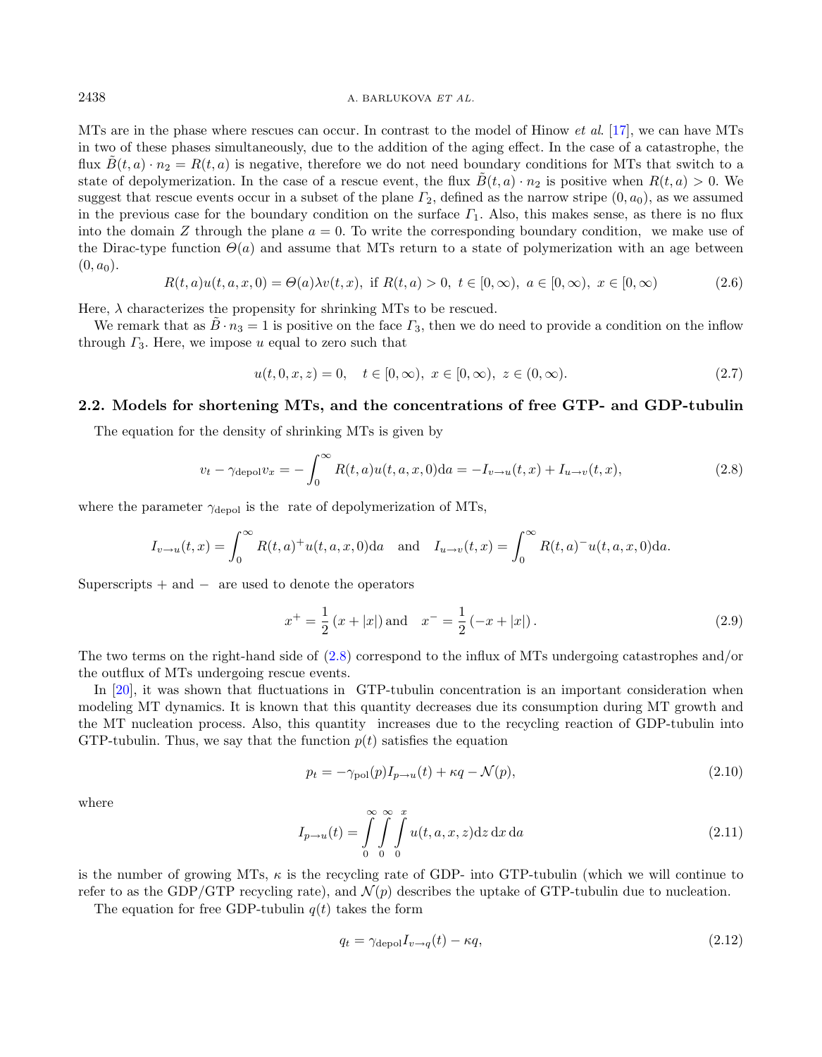MTs are in the phase where rescues can occur. In contrast to the model of Hinow *et al.* [17], we can have MTs in two of these phases simultaneously, due to the addition of the aging effect. In the case of a catastrophe, the flux $\tilde{B}(t,a) \cdot n_2 = R(t,a)$ is negative, therefore we do not need boundary conditions for MTs that switch to a state of depolymerization. In the case of a rescue event, the flux $\tilde{B}(t,a) \cdot n_2$ is positive when $R(t,a) > 0$. We suggest that rescue events occur in a subset of the plane $\Gamma_2$, defined as the narrow stripe $(0, a_0)$, as we assumed in the previous case for the boundary condition on the surface $\Gamma_1$. Also, this makes sense, as there is no flux into the domain $Z$ through the plane $a = 0$. To write the corresponding boundary condition, we make use of the Dirac-type function $\Theta(a)$ and assume that MTs return to a state of polymerization with an age between $(0, a_0)$.

$$R(t,a)u(t,a,x,0) = \Theta(a)\lambda v(t,x), \text{ if } R(t,a) > 0, \; t \in [0,\infty), \; a \in [0,\infty), \; x \in [0,\infty) \tag{2.6}$$

Here, $\lambda$ characterizes the propensity for shrinking MTs to be rescued.

We remark that as $\tilde{B} \cdot n_3 = 1$ is positive on the face $\Gamma_3$, then we do need to provide a condition on the inflow through $\Gamma_3$. Here, we impose $u$ equal to zero such that

$$u(t,0,x,z) = 0, \quad t \in [0,\infty), \; x \in [0,\infty), \; z \in (0,\infty). \tag{2.7}$$

## 2.2. Models for shortening MTs, and the concentrations of free GTP- and GDP-tubulin

The equation for the density of shrinking MTs is given by

$$v_t - \gamma_{\text{depol}} v_x = -\int_0^\infty R(t,a)u(t,a,x,0)\mathrm{d}a = -I_{v\to u}(t,x) + I_{u\to v}(t,x), \tag{2.8}$$

where the parameter $\gamma_{\text{depol}}$ is the rate of depolymerization of MTs,

$$I_{v\to u}(t,x) = \int_0^\infty R(t,a)^+ u(t,a,x,0)\mathrm{d}a \quad \text{and} \quad I_{u\to v}(t,x) = \int_0^\infty R(t,a)^- u(t,a,x,0)\mathrm{d}a.$$

Superscripts $+$ and $-$ are used to denote the operators

$$x^+ = \frac{1}{2}\left(x + |x|\right) \text{and} \quad x^- = \frac{1}{2}\left(-x + |x|\right). \tag{2.9}$$

The two terms on the right-hand side of (2.8) correspond to the influx of MTs undergoing catastrophes and/or the outflux of MTs undergoing rescue events.

In [20], it was shown that fluctuations in GTP-tubulin concentration is an important consideration when modeling MT dynamics. It is known that this quantity decreases due its consumption during MT growth and the MT nucleation process. Also, this quantity increases due to the recycling reaction of GDP-tubulin into GTP-tubulin. Thus, we say that the function $p(t)$ satisfies the equation

$$p_t = -\gamma_{\text{pol}}(p) I_{p\to u}(t) + \kappa q - \mathcal{N}(p), \tag{2.10}$$

where

$$I_{p\to u}(t) = \int_0^\infty \int_0^\infty \int_0^x u(t,a,x,z)\mathrm{d}z\,\mathrm{d}x\,\mathrm{d}a \tag{2.11}$$

is the number of growing MTs, $\kappa$ is the recycling rate of GDP- into GTP-tubulin (which we will continue to refer to as the GDP/GTP recycling rate), and $\mathcal{N}(p)$ describes the uptake of GTP-tubulin due to nucleation.

The equation for free GDP-tubulin $q(t)$ takes the form

$$q_t = \gamma_{\text{depol}} I_{v\to q}(t) - \kappa q, \tag{2.12}$$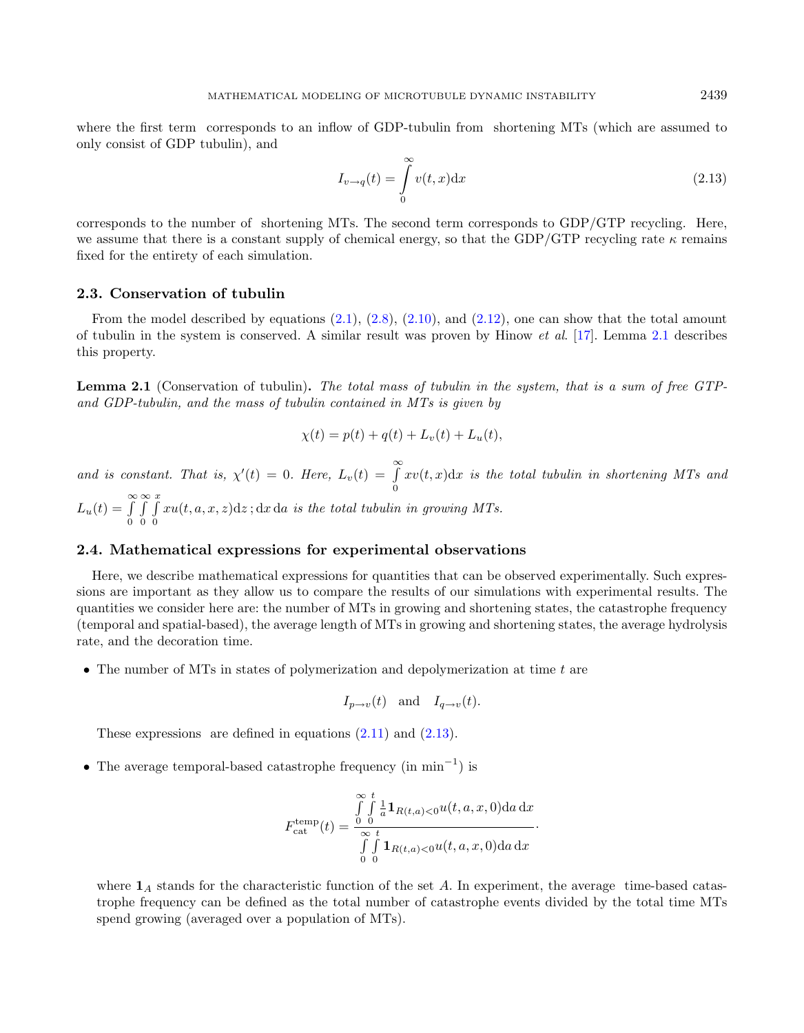where the first term corresponds to an inflow of GDP-tubulin from shortening MTs (which are assumed to only consist of GDP tubulin), and

$$I_{v\to q}(t) = \int_0^\infty v(t,x)\mathrm{d}x \tag{2.13}$$

corresponds to the number of shortening MTs. The second term corresponds to GDP/GTP recycling. Here, we assume that there is a constant supply of chemical energy, so that the GDP/GTP recycling rate $\kappa$ remains fixed for the entirety of each simulation.

### 2.3. Conservation of tubulin

From the model described by equations (2.1), (2.8), (2.10), and (2.12), one can show that the total amount of tubulin in the system is conserved. A similar result was proven by Hinow *et al.* [17]. Lemma 2.1 describes this property.

**Lemma 2.1** (Conservation of tubulin)**.** *The total mass of tubulin in the system, that is a sum of free GTP- and GDP-tubulin, and the mass of tubulin contained in MTs is given by*

$$\chi(t) = p(t) + q(t) + L_v(t) + L_u(t),$$

*and is constant. That is,* $\chi'(t) = 0$*. Here,* $L_v(t) = \int_0^\infty xv(t,x)\mathrm{d}x$ *is the total tubulin in shortening MTs and* $L_u(t) = \int_0^\infty\int_0^\infty\int_0^x xu(t,a,x,z)\mathrm{d}z\,;\mathrm{d}x\,\mathrm{d}a$ *is the total tubulin in growing MTs.*

### 2.4. Mathematical expressions for experimental observations

Here, we describe mathematical expressions for quantities that can be observed experimentally. Such expressions are important as they allow us to compare the results of our simulations with experimental results. The quantities we consider here are: the number of MTs in growing and shortening states, the catastrophe frequency (temporal and spatial-based), the average length of MTs in growing and shortening states, the average hydrolysis rate, and the decoration time.

- The number of MTs in states of polymerization and depolymerization at time $t$ are

$$I_{p\to v}(t) \quad \text{and} \quad I_{q\to v}(t).$$

  These expressions are defined in equations (2.11) and (2.13).

- The average temporal-based catastrophe frequency (in $\text{min}^{-1}$) is

$$F_{\text{cat}}^{\text{temp}}(t) = \frac{\int_0^\infty\int_0^t \frac{1}{a}\mathbf{1}_{R(t,a)<0}u(t,a,x,0)\mathrm{d}a\,\mathrm{d}x}{\int_0^\infty\int_0^t \mathbf{1}_{R(t,a)<0}u(t,a,x,0)\mathrm{d}a\,\mathrm{d}x}.$$

  where $\mathbf{1}_A$ stands for the characteristic function of the set $A$. In experiment, the average time-based catastrophe frequency can be defined as the total number of catastrophe events divided by the total time MTs spend growing (averaged over a population of MTs).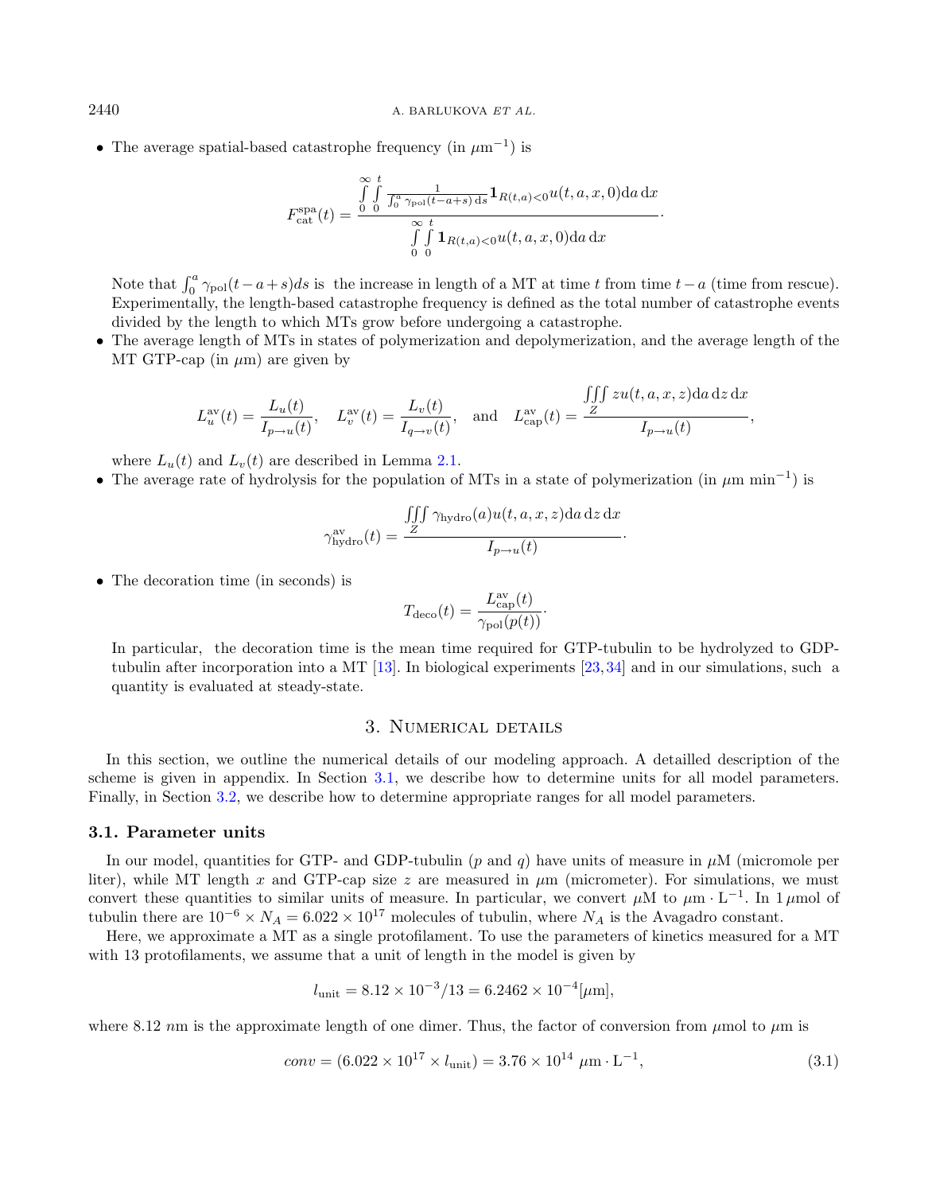- The average spatial-based catastrophe frequency (in $\mu\text{m}^{-1}$) is

$$F_{\text{cat}}^{\text{spa}}(t) = \frac{\int_0^\infty \int_0^t \frac{1}{\int_0^a \gamma_{\text{pol}}(t-a+s)\,\mathrm{d}s} \mathbf{1}_{R(t,a)<0} u(t,a,x,0) \mathrm{d}a\, \mathrm{d}x}{\int_0^\infty \int_0^t \mathbf{1}_{R(t,a)<0} u(t,a,x,0) \mathrm{d}a\, \mathrm{d}x}.$$

Note that $\int_0^a \gamma_{\text{pol}}(t-a+s)ds$ is the increase in length of a MT at time $t$ from time $t-a$ (time from rescue). Experimentally, the length-based catastrophe frequency is defined as the total number of catastrophe events divided by the length to which MTs grow before undergoing a catastrophe.

- The average length of MTs in states of polymerization and depolymerization, and the average length of the MT GTP-cap (in $\mu$m) are given by

$$L_u^{\text{av}}(t) = \frac{L_u(t)}{I_{p\to u}(t)}, \quad L_v^{\text{av}}(t) = \frac{L_v(t)}{I_{q\to v}(t)}, \quad \text{and} \quad L_{\text{cap}}^{\text{av}}(t) = \frac{\iiint_Z z u(t,a,x,z) \mathrm{d}a\, \mathrm{d}z\, \mathrm{d}x}{I_{p\to u}(t)},$$

where $L_u(t)$ and $L_v(t)$ are described in Lemma 2.1.

- The average rate of hydrolysis for the population of MTs in a state of polymerization (in $\mu\text{m min}^{-1}$) is

$$\gamma_{\text{hydro}}^{\text{av}}(t) = \frac{\iiint_Z \gamma_{\text{hydro}}(a) u(t,a,x,z) \mathrm{d}a\, \mathrm{d}z\, \mathrm{d}x}{I_{p\to u}(t)}.$$

- The decoration time (in seconds) is

$$T_{\text{deco}}(t) = \frac{L_{\text{cap}}^{\text{av}}(t)}{\gamma_{\text{pol}}(p(t))}.$$

In particular, the decoration time is the mean time required for GTP-tubulin to be hydrolyzed to GDP-tubulin after incorporation into a MT [13]. In biological experiments [23,34] and in our simulations, such a quantity is evaluated at steady-state.

## 3. Numerical details

In this section, we outline the numerical details of our modeling approach. A detailled description of the scheme is given in appendix. In Section 3.1, we describe how to determine units for all model parameters. Finally, in Section 3.2, we describe how to determine appropriate ranges for all model parameters.

### 3.1. Parameter units

In our model, quantities for GTP- and GDP-tubulin ($p$ and $q$) have units of measure in $\mu$M (micromole per liter), while MT length $x$ and GTP-cap size $z$ are measured in $\mu$m (micrometer). For simulations, we must convert these quantities to similar units of measure. In particular, we convert $\mu$M to $\mu\text{m} \cdot \text{L}^{-1}$. In $1\,\mu$mol of tubulin there are $10^{-6} \times N_A = 6.022 \times 10^{17}$ molecules of tubulin, where $N_A$ is the Avagadro constant.

Here, we approximate a MT as a single protofilament. To use the parameters of kinetics measured for a MT with 13 protofilaments, we assume that a unit of length in the model is given by

$$l_{\text{unit}} = 8.12 \times 10^{-3}/13 = 6.2462 \times 10^{-4} [\mu\text{m}],$$

where 8.12 $nm$ is the approximate length of one dimer. Thus, the factor of conversion from $\mu$mol to $\mu$m is

$$conv = (6.022 \times 10^{17} \times l_{\text{unit}}) = 3.76 \times 10^{14}\ \mu\text{m} \cdot \text{L}^{-1}, \tag{3.1}$$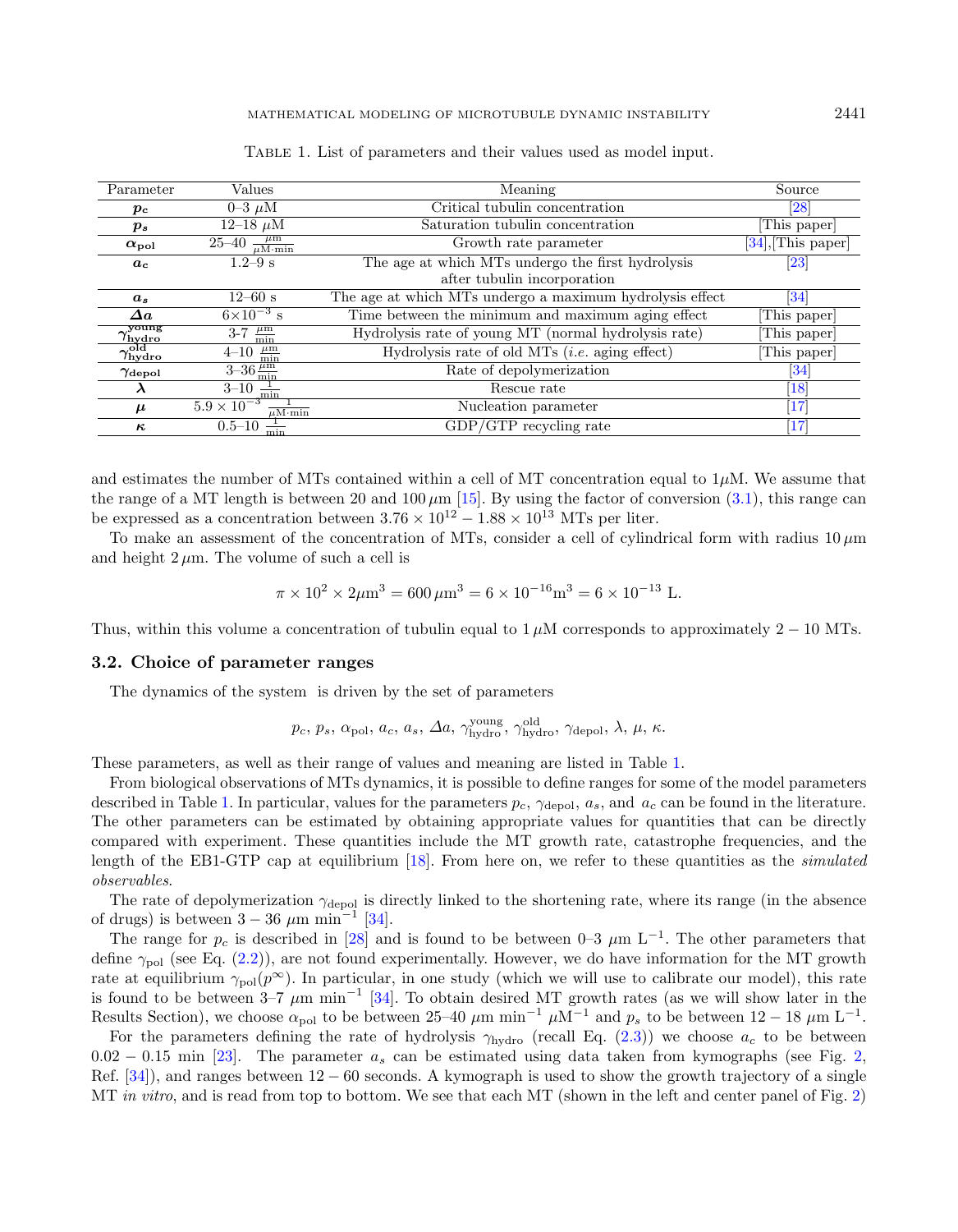Table 1. List of parameters and their values used as model input.

| Parameter | Values | Meaning | Source |
|---|---|---|---|
| $\boldsymbol{p_c}$ | 0–3 $\mu$M | Critical tubulin concentration | [28] |
| $\boldsymbol{p_s}$ | 12–18 $\mu$M | Saturation tubulin concentration | [This paper] |
| $\boldsymbol{\alpha_{\text{pol}}}$ | 25–40 $\frac{\mu\text{m}}{\mu\text{M}\cdot\text{min}}$ | Growth rate parameter | [34],[This paper] |
| $\boldsymbol{a_c}$ | 1.2–9 s | The age at which MTs undergo the first hydrolysis after tubulin incorporation | [23] |
| $\boldsymbol{a_s}$ | 12–60 s | The age at which MTs undergo a maximum hydrolysis effect | [34] |
| $\boldsymbol{\Delta a}$ | $6\times10^{-3}$ s | Time between the minimum and maximum aging effect | [This paper] |
| $\boldsymbol{\gamma_{\text{hydro}}^{\text{young}}}$ | 3-7 $\frac{\mu\text{m}}{\text{min}}$ | Hydrolysis rate of young MT (normal hydrolysis rate) | [This paper] |
| $\boldsymbol{\gamma_{\text{hydro}}^{\text{old}}}$ | 4–10 $\frac{\mu\text{m}}{\text{min}}$ | Hydrolysis rate of old MTs (*i.e.* aging effect) | [This paper] |
| $\boldsymbol{\gamma_{\text{depol}}}$ | 3–36 $\frac{\mu\text{m}}{\text{min}}$ | Rate of depolymerization | [34] |
| $\boldsymbol{\lambda}$ | 3–10 $\frac{1}{\text{min}}$ | Rescue rate | [18] |
| $\boldsymbol{\mu}$ | $5.9\times10^{-3}$ $\frac{1}{\mu\text{M}\cdot\text{min}}$ | Nucleation parameter | [17] |
| $\boldsymbol{\kappa}$ | 0.5–10 $\frac{1}{\text{min}}$ | GDP/GTP recycling rate | [17] |

and estimates the number of MTs contained within a cell of MT concentration equal to 1$\mu$M. We assume that the range of a MT length is between 20 and 100 $\mu$m [15]. By using the factor of conversion (3.1), this range can be expressed as a concentration between $3.76\times10^{12} - 1.88\times10^{13}$ MTs per liter.

To make an assessment of the concentration of MTs, consider a cell of cylindrical form with radius 10 $\mu$m and height 2 $\mu$m. The volume of such a cell is

$$\pi\times10^2\times2\mu\text{m}^3 = 600\,\mu\text{m}^3 = 6\times10^{-16}\text{m}^3 = 6\times10^{-13}\text{ L}.$$

Thus, within this volume a concentration of tubulin equal to 1 $\mu$M corresponds to approximately $2-10$ MTs.

### 3.2. Choice of parameter ranges

The dynamics of the system is driven by the set of parameters

$$p_c,\ p_s,\ \alpha_{\text{pol}},\ a_c,\ a_s,\ \Delta a,\ \gamma_{\text{hydro}}^{\text{young}},\ \gamma_{\text{hydro}}^{\text{old}},\ \gamma_{\text{depol}},\ \lambda,\ \mu,\ \kappa.$$

These parameters, as well as their range of values and meaning are listed in Table 1.

From biological observations of MTs dynamics, it is possible to define ranges for some of the model parameters described in Table 1. In particular, values for the parameters $p_c$, $\gamma_{\text{depol}}$, $a_s$, and $a_c$ can be found in the literature. The other parameters can be estimated by obtaining appropriate values for quantities that can be directly compared with experiment. These quantities include the MT growth rate, catastrophe frequencies, and the length of the EB1-GTP cap at equilibrium [18]. From here on, we refer to these quantities as the *simulated observables*.

The rate of depolymerization $\gamma_{\text{depol}}$ is directly linked to the shortening rate, where its range (in the absence of drugs) is between $3-36$ $\mu$m min$^{-1}$ [34].

The range for $p_c$ is described in [28] and is found to be between 0–3 $\mu$m L$^{-1}$. The other parameters that define $\gamma_{\text{pol}}$ (see Eq. (2.2)), are not found experimentally. However, we do have information for the MT growth rate at equilibrium $\gamma_{\text{pol}}(p^{\infty})$. In particular, in one study (which we will use to calibrate our model), this rate is found to be between 3–7 $\mu$m min$^{-1}$ [34]. To obtain desired MT growth rates (as we will show later in the Results Section), we choose $\alpha_{\text{pol}}$ to be between 25–40 $\mu$m min$^{-1}$ $\mu$M$^{-1}$ and $p_s$ to be between $12-18$ $\mu$m L$^{-1}$.

For the parameters defining the rate of hydrolysis $\gamma_{\text{hydro}}$ (recall Eq. (2.3)) we choose $a_c$ to be between $0.02-0.15$ min [23]. The parameter $a_s$ can be estimated using data taken from kymographs (see Fig. 2, Ref. [34]), and ranges between $12-60$ seconds. A kymograph is used to show the growth trajectory of a single MT *in vitro*, and is read from top to bottom. We see that each MT (shown in the left and center panel of Fig. 2)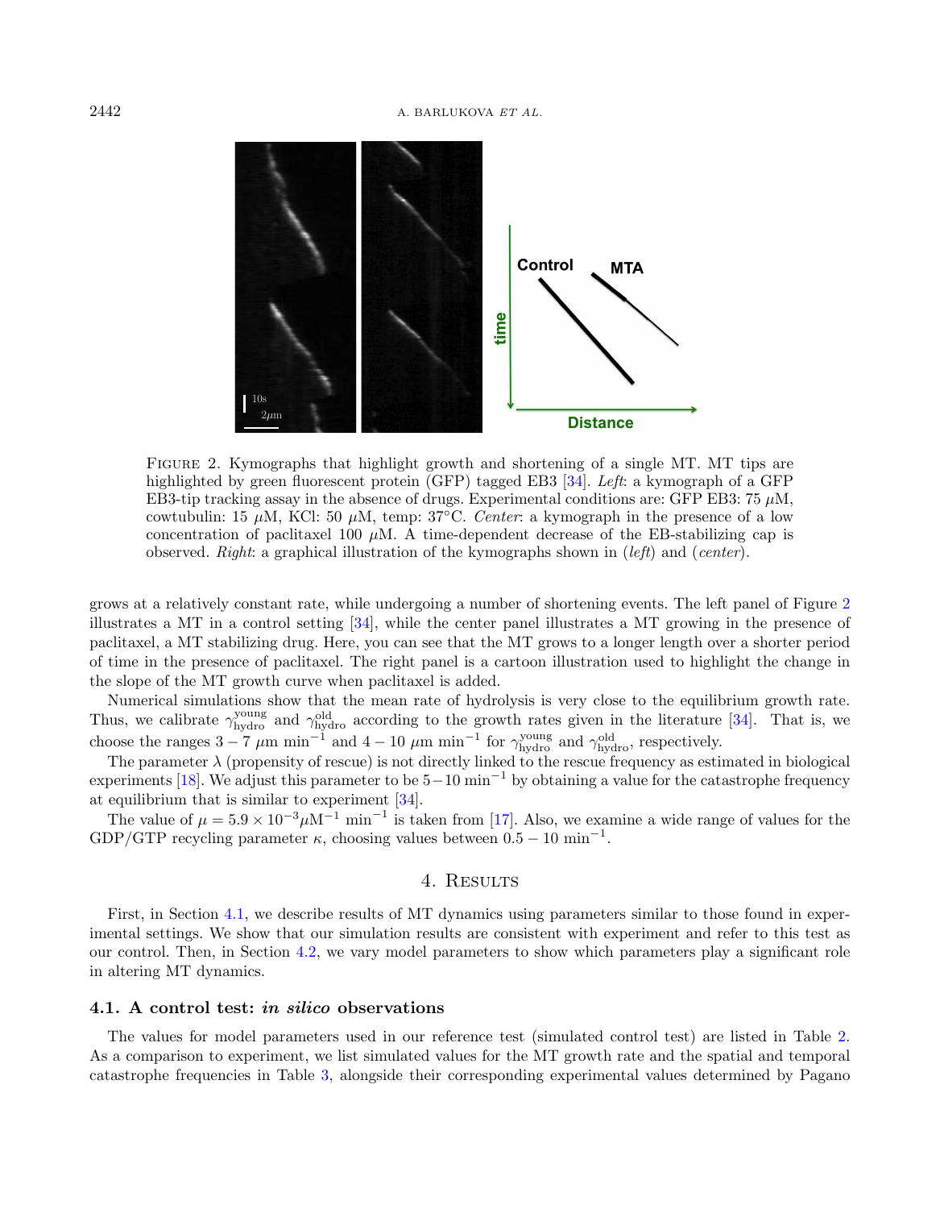FIGURE 2. Kymographs that highlight growth and shortening of a single MT. MT tips are highlighted by green fluorescent protein (GFP) tagged EB3 [34]. *Left*: a kymograph of a GFP EB3-tip tracking assay in the absence of drugs. Experimental conditions are: GFP EB3: 75 $\mu$M, cowtubulin: 15 $\mu$M, KCl: 50 $\mu$M, temp: 37°C. *Center*: a kymograph in the presence of a low concentration of paclitaxel 100 $\mu$M. A time-dependent decrease of the EB-stabilizing cap is observed. *Right*: a graphical illustration of the kymographs shown in (*left*) and (*center*).

grows at a relatively constant rate, while undergoing a number of shortening events. The left panel of Figure 2 illustrates a MT in a control setting [34], while the center panel illustrates a MT growing in the presence of paclitaxel, a MT stabilizing drug. Here, you can see that the MT grows to a longer length over a shorter period of time in the presence of paclitaxel. The right panel is a cartoon illustration used to highlight the change in the slope of the MT growth curve when paclitaxel is added.

Numerical simulations show that the mean rate of hydrolysis is very close to the equilibrium growth rate. Thus, we calibrate $\gamma_{\text{hydro}}^{\text{young}}$ and $\gamma_{\text{hydro}}^{\text{old}}$ according to the growth rates given in the literature [34]. That is, we choose the ranges $3-7$ $\mu$m min$^{-1}$ and $4-10$ $\mu$m min$^{-1}$ for $\gamma_{\text{hydro}}^{\text{young}}$ and $\gamma_{\text{hydro}}^{\text{old}}$, respectively.

The parameter $\lambda$ (propensity of rescue) is not directly linked to the rescue frequency as estimated in biological experiments [18]. We adjust this parameter to be $5-10$ min$^{-1}$ by obtaining a value for the catastrophe frequency at equilibrium that is similar to experiment [34].

The value of $\mu = 5.9 \times 10^{-3} \mu\text{M}^{-1}$ min$^{-1}$ is taken from [17]. Also, we examine a wide range of values for the GDP/GTP recycling parameter $\kappa$, choosing values between $0.5-10$ min$^{-1}$.

## 4. Results

First, in Section 4.1, we describe results of MT dynamics using parameters similar to those found in experimental settings. We show that our simulation results are consistent with experiment and refer to this test as our control. Then, in Section 4.2, we vary model parameters to show which parameters play a significant role in altering MT dynamics.

### 4.1. A control test: *in silico* observations

The values for model parameters used in our reference test (simulated control test) are listed in Table 2. As a comparison to experiment, we list simulated values for the MT growth rate and the spatial and temporal catastrophe frequencies in Table 3, alongside their corresponding experimental values determined by Pagano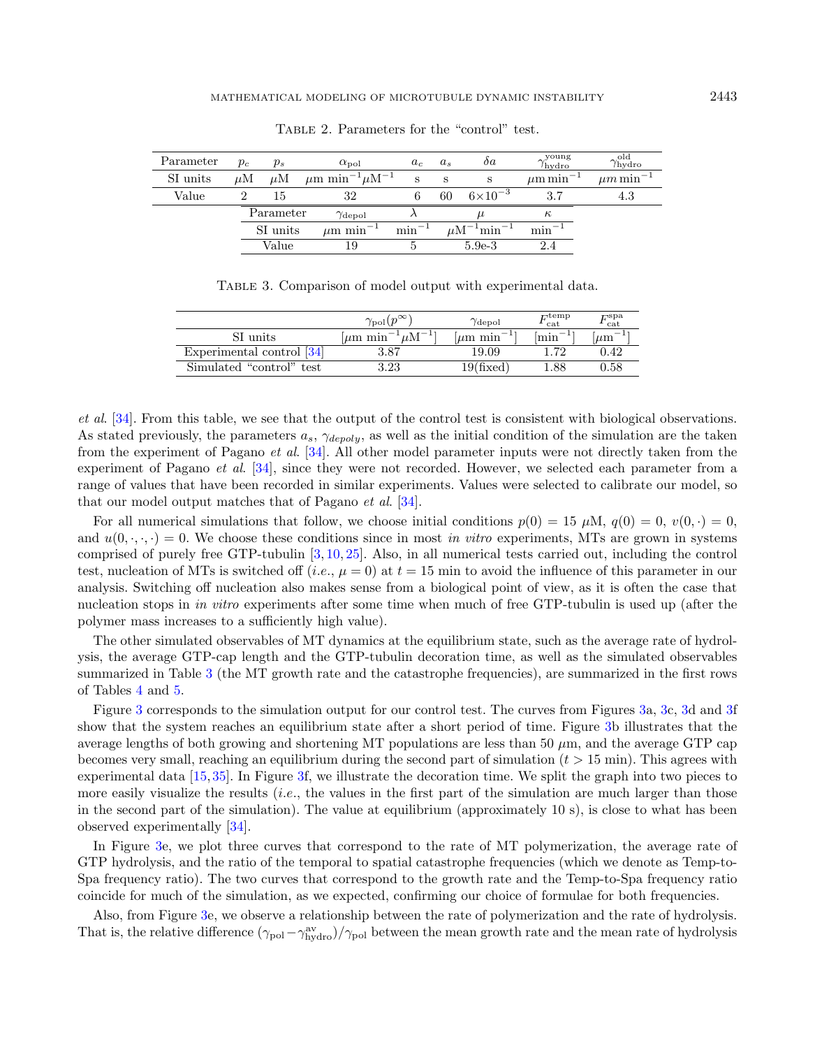TABLE 2. Parameters for the "control" test.

| Parameter | $p_c$ | $p_s$ | $\alpha_{\rm pol}$ | $a_c$ | $a_s$ | $\delta a$ | $\gamma_{\rm hydro}^{\rm young}$ | $\gamma_{\rm hydro}^{\rm old}$ |
|---|---|---|---|---|---|---|---|---|
| SI units | $\mu$M | $\mu$M | $\mu$m min$^{-1}\mu$M$^{-1}$ | s | s | s | $\mu$m min$^{-1}$ | $\mu m$ min$^{-1}$ |
| Value | 2 | 15 | 32 | 6 | 60 | $6\times10^{-3}$ | 3.7 | 4.3 |

| Parameter | $\gamma_{\rm depol}$ | $\lambda$ | $\mu$ | $\kappa$ |
|---|---|---|---|---|
| SI units | $\mu$m min$^{-1}$ | min$^{-1}$ | $\mu$M$^{-1}$min$^{-1}$ | min$^{-1}$ |
| Value | 19 | 5 | 5.9e-3 | 2.4 |

TABLE 3. Comparison of model output with experimental data.

| | $\gamma_{\rm pol}(p^{\infty})$ | $\gamma_{\rm depol}$ | $F_{\rm cat}^{\rm temp}$ | $F_{\rm cat}^{\rm spa}$ |
|---|---|---|---|---|
| SI units | [$\mu$m min$^{-1}\mu$M$^{-1}$] | [$\mu$m min$^{-1}$] | [min$^{-1}$] | [$\mu$m$^{-1}$] |
| Experimental control [34] | 3.87 | 19.09 | 1.72 | 0.42 |
| Simulated "control" test | 3.23 | 19(fixed) | 1.88 | 0.58 |

*et al.* [34]. From this table, we see that the output of the control test is consistent with biological observations. As stated previously, the parameters $a_s$, $\gamma_{depoly}$, as well as the initial condition of the simulation are the taken from the experiment of Pagano *et al.* [34]. All other model parameter inputs were not directly taken from the experiment of Pagano *et al.* [34], since they were not recorded. However, we selected each parameter from a range of values that have been recorded in similar experiments. Values were selected to calibrate our model, so that our model output matches that of Pagano *et al.* [34].

For all numerical simulations that follow, we choose initial conditions $p(0) = 15$ $\mu$M, $q(0) = 0$, $v(0, \cdot) = 0$, and $u(0, \cdot, \cdot, \cdot) = 0$. We choose these conditions since in most *in vitro* experiments, MTs are grown in systems comprised of purely free GTP-tubulin [3, 10, 25]. Also, in all numerical tests carried out, including the control test, nucleation of MTs is switched off (*i.e.*, $\mu = 0$) at $t = 15$ min to avoid the influence of this parameter in our analysis. Switching off nucleation also makes sense from a biological point of view, as it is often the case that nucleation stops in *in vitro* experiments after some time when much of free GTP-tubulin is used up (after the polymer mass increases to a sufficiently high value).

The other simulated observables of MT dynamics at the equilibrium state, such as the average rate of hydrolysis, the average GTP-cap length and the GTP-tubulin decoration time, as well as the simulated observables summarized in Table 3 (the MT growth rate and the catastrophe frequencies), are summarized in the first rows of Tables 4 and 5.

Figure 3 corresponds to the simulation output for our control test. The curves from Figures 3a, 3c, 3d and 3f show that the system reaches an equilibrium state after a short period of time. Figure 3b illustrates that the average lengths of both growing and shortening MT populations are less than 50 $\mu$m, and the average GTP cap becomes very small, reaching an equilibrium during the second part of simulation ($t > 15$ min). This agrees with experimental data [15, 35]. In Figure 3f, we illustrate the decoration time. We split the graph into two pieces to more easily visualize the results (*i.e.*, the values in the first part of the simulation are much larger than those in the second part of the simulation). The value at equilibrium (approximately 10 s), is close to what has been observed experimentally [34].

In Figure 3e, we plot three curves that correspond to the rate of MT polymerization, the average rate of GTP hydrolysis, and the ratio of the temporal to spatial catastrophe frequencies (which we denote as Temp-to-Spa frequency ratio). The two curves that correspond to the growth rate and the Temp-to-Spa frequency ratio coincide for much of the simulation, as we expected, confirming our choice of formulae for both frequencies.

Also, from Figure 3e, we observe a relationship between the rate of polymerization and the rate of hydrolysis. That is, the relative difference $(\gamma_{\rm pol} - \gamma_{\rm hydro}^{\rm av})/\gamma_{\rm pol}$ between the mean growth rate and the mean rate of hydrolysis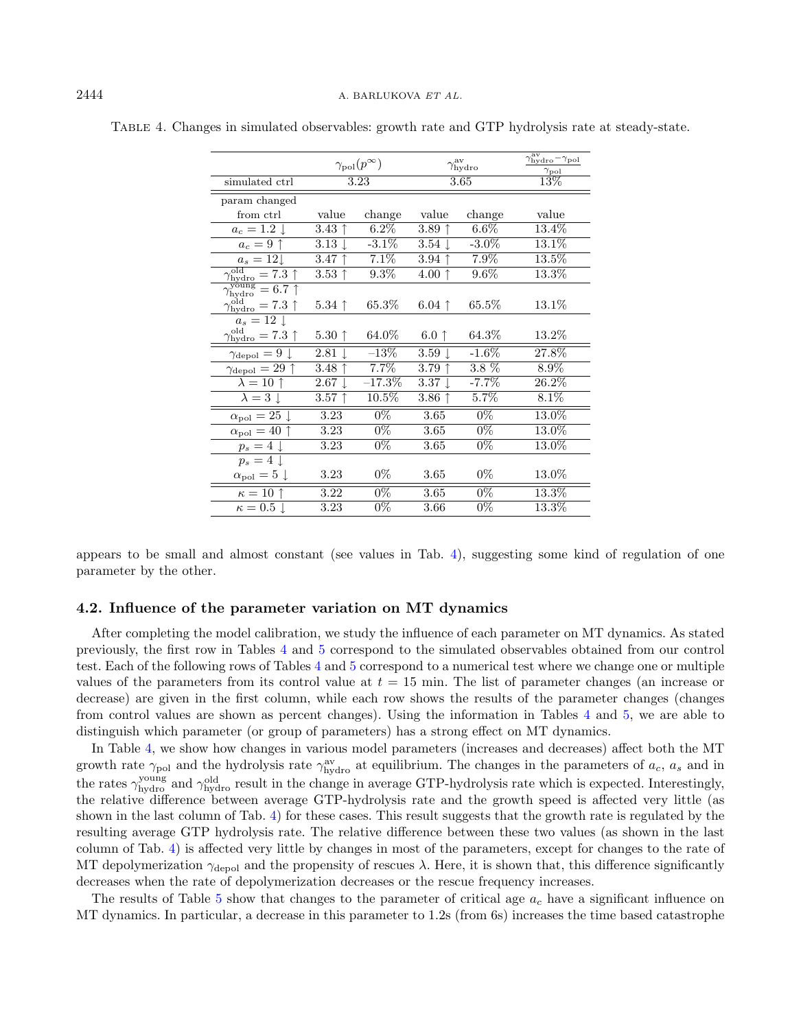Table 4. Changes in simulated observables: growth rate and GTP hydrolysis rate at steady-state.

| | $\gamma_{\mathrm{pol}}(p^{\infty})$ | | $\gamma_{\mathrm{hydro}}^{\mathrm{av}}$ | | $\frac{\gamma_{\mathrm{hydro}}^{\mathrm{av}}-\gamma_{\mathrm{pol}}}{\gamma_{\mathrm{pol}}}$ |
|---|---|---|---|---|---|
| simulated ctrl | 3.23 | | 3.65 | | 13% |
| param changed from ctrl | value | change | value | change | value |
| $a_c = 1.2 \downarrow$ | 3.43 ↑ | 6.2% | 3.89 ↑ | 6.6% | 13.4% |
| $a_c = 9 \uparrow$ | 3.13 ↓ | -3.1% | 3.54 ↓ | -3.0% | 13.1% |
| $a_s = 12 \downarrow$ | 3.47 ↑ | 7.1% | 3.94 ↑ | 7.9% | 13.5% |
| $\gamma_{\mathrm{hydro}}^{\mathrm{old}} = 7.3 \uparrow$ | 3.53 ↑ | 9.3% | 4.00 ↑ | 9.6% | 13.3% |
| $\gamma_{\mathrm{hydro}}^{\mathrm{young}} = 6.7 \uparrow$, $\gamma_{\mathrm{hydro}}^{\mathrm{old}} = 7.3 \uparrow$ | 5.34 ↑ | 65.3% | 6.04 ↑ | 65.5% | 13.1% |
| $a_s = 12 \downarrow$, $\gamma_{\mathrm{hydro}}^{\mathrm{old}} = 7.3 \uparrow$ | 5.30 ↑ | 64.0% | 6.0 ↑ | 64.3% | 13.2% |
| $\gamma_{\mathrm{depol}} = 9 \downarrow$ | 2.81 ↓ | −13% | 3.59 ↓ | -1.6% | 27.8% |
| $\gamma_{\mathrm{depol}} = 29 \uparrow$ | 3.48 ↑ | 7.7% | 3.79 ↑ | 3.8 % | 8.9% |
| $\lambda = 10 \uparrow$ | 2.67 ↓ | −17.3% | 3.37 ↓ | -7.7% | 26.2% |
| $\lambda = 3 \downarrow$ | 3.57 ↑ | 10.5% | 3.86 ↑ | 5.7% | 8.1% |
| $\alpha_{\mathrm{pol}} = 25 \downarrow$ | 3.23 | 0% | 3.65 | 0% | 13.0% |
| $\alpha_{\mathrm{pol}} = 40 \uparrow$ | 3.23 | 0% | 3.65 | 0% | 13.0% |
| $p_s = 4 \downarrow$ | 3.23 | 0% | 3.65 | 0% | 13.0% |
| $p_s = 4 \downarrow$, $\alpha_{\mathrm{pol}} = 5 \downarrow$ | 3.23 | 0% | 3.65 | 0% | 13.0% |
| $\kappa = 10 \uparrow$ | 3.22 | 0% | 3.65 | 0% | 13.3% |
| $\kappa = 0.5 \downarrow$ | 3.23 | 0% | 3.66 | 0% | 13.3% |

appears to be small and almost constant (see values in Tab. 4), suggesting some kind of regulation of one parameter by the other.

### 4.2. Influence of the parameter variation on MT dynamics

After completing the model calibration, we study the influence of each parameter on MT dynamics. As stated previously, the first row in Tables 4 and 5 correspond to the simulated observables obtained from our control test. Each of the following rows of Tables 4 and 5 correspond to a numerical test where we change one or multiple values of the parameters from its control value at $t = 15$ min. The list of parameter changes (an increase or decrease) are given in the first column, while each row shows the results of the parameter changes (changes from control values are shown as percent changes). Using the information in Tables 4 and 5, we are able to distinguish which parameter (or group of parameters) has a strong effect on MT dynamics.

In Table 4, we show how changes in various model parameters (increases and decreases) affect both the MT growth rate $\gamma_{\mathrm{pol}}$ and the hydrolysis rate $\gamma_{\mathrm{hydro}}^{\mathrm{av}}$ at equilibrium. The changes in the parameters of $a_c$, $a_s$ and in the rates $\gamma_{\mathrm{hydro}}^{\mathrm{young}}$ and $\gamma_{\mathrm{hydro}}^{\mathrm{old}}$ result in the change in average GTP-hydrolysis rate which is expected. Interestingly, the relative difference between average GTP-hydrolysis rate and the growth speed is affected very little (as shown in the last column of Tab. 4) for these cases. This result suggests that the growth rate is regulated by the resulting average GTP hydrolysis rate. The relative difference between these two values (as shown in the last column of Tab. 4) is affected very little by changes in most of the parameters, except for changes to the rate of MT depolymerization $\gamma_{\mathrm{depol}}$ and the propensity of rescues $\lambda$. Here, it is shown that, this difference significantly decreases when the rate of depolymerization decreases or the rescue frequency increases.

The results of Table 5 show that changes to the parameter of critical age $a_c$ have a significant influence on MT dynamics. In particular, a decrease in this parameter to 1.2s (from 6s) increases the time based catastrophe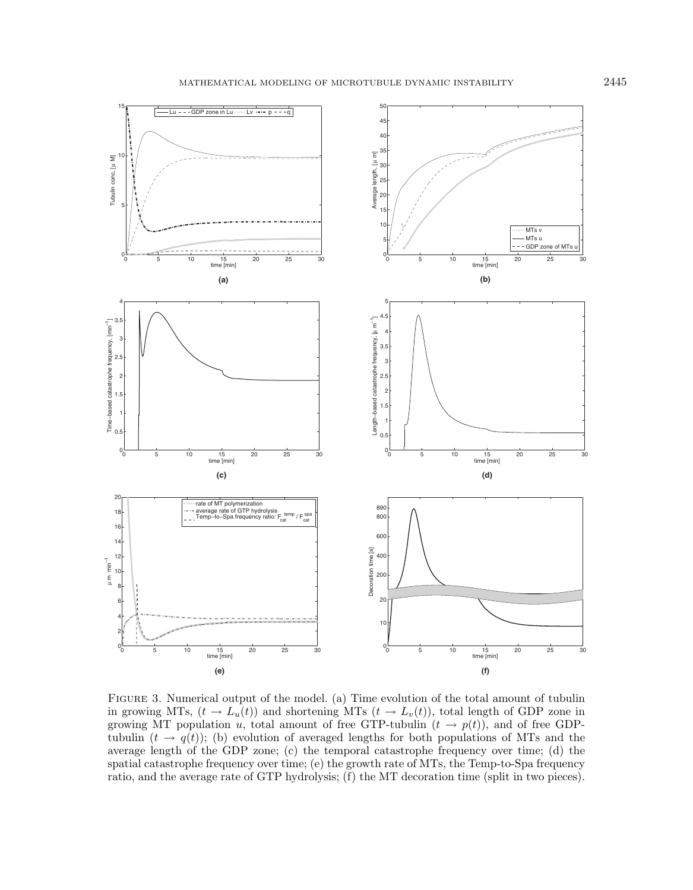Figure 3. Numerical output of the model. (a) Time evolution of the total amount of tubulin in growing MTs, ($t \to L_u(t)$) and shortening MTs ($t \to L_v(t)$), total length of GDP zone in growing MT population $u$, total amount of free GTP-tubulin ($t \to p(t)$), and of free GDP-tubulin ($t \to q(t)$); (b) evolution of averaged lengths for both populations of MTs and the average length of the GDP zone; (c) the temporal catastrophe frequency over time; (d) the spatial catastrophe frequency over time; (e) the growth rate of MTs, the Temp-to-Spa frequency ratio, and the average rate of GTP hydrolysis; (f) the MT decoration time (split in two pieces).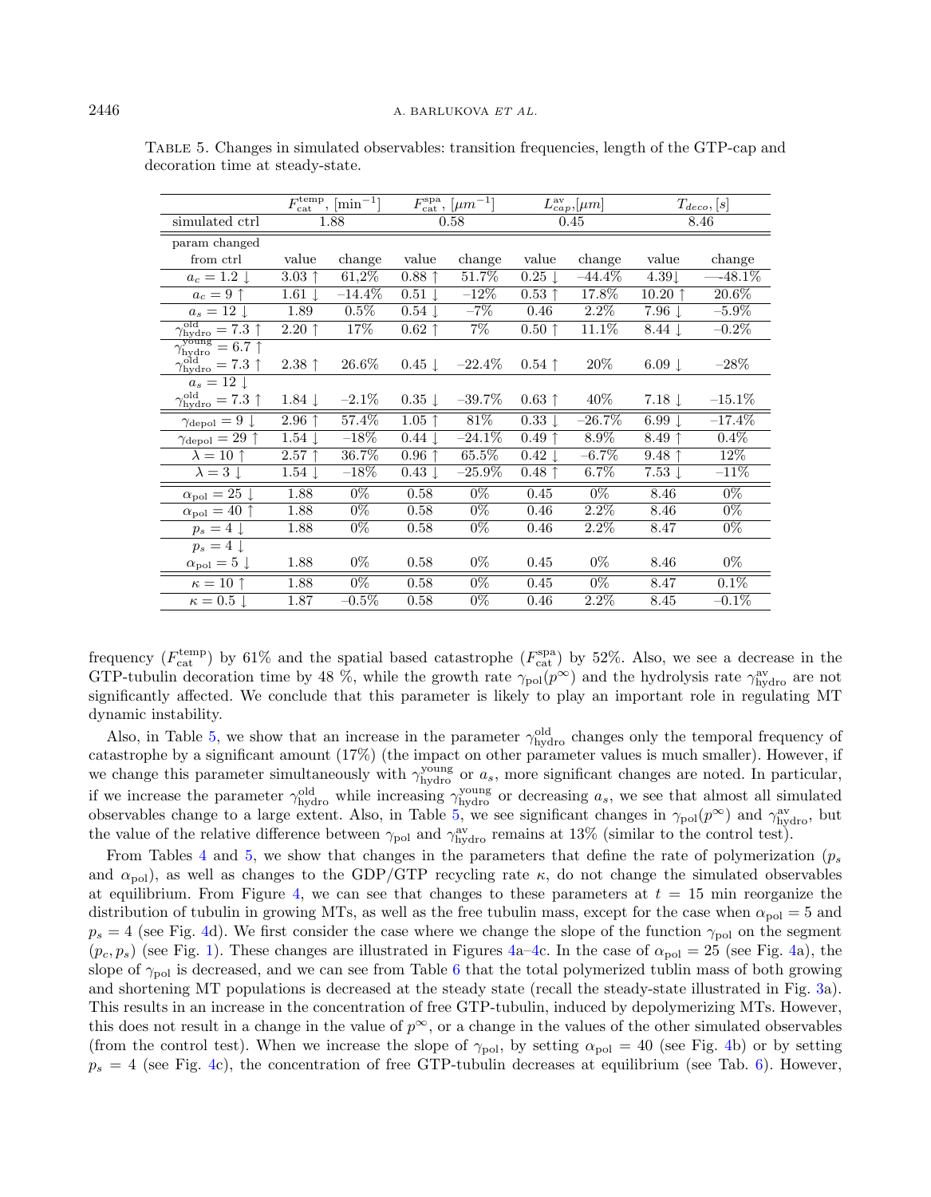TABLE 5. Changes in simulated observables: transition frequencies, length of the GTP-cap and decoration time at steady-state.

| | $F_{\text{cat}}^{\text{temp}}$, [min$^{-1}$] | | $F_{\text{cat}}^{\text{spa}}$, [$\mu m^{-1}$] | | $L_{cap}^{\text{av}}$,[$\mu m$] | | $T_{deco}$, [$s$] | |
|---|---|---|---|---|---|---|---|---|
| simulated ctrl | 1.88 | | 0.58 | | 0.45 | | 8.46 | |
| param changed from ctrl | value | change | value | change | value | change | value | change |
| $a_c = 1.2 \downarrow$ | 3.03 ↑ | 61,2% | 0.88 ↑ | 51.7% | 0.25 ↓ | –44.4% | 4.39↓ | —-48.1% |
| $a_c = 9 \uparrow$ | 1.61 ↓ | –14.4% | 0.51 ↓ | –12% | 0.53 ↑ | 17.8% | 10.20 ↑ | 20.6% |
| $a_s = 12 \downarrow$ | 1.89 | 0.5% | 0.54 ↓ | –7% | 0.46 | 2.2% | 7.96 ↓ | –5.9% |
| $\gamma_{\text{hydro}}^{\text{old}} = 7.3 \uparrow$ | 2.20 ↑ | 17% | 0.62 ↑ | 7% | 0.50 ↑ | 11.1% | 8.44 ↓ | –0.2% |
| $\gamma_{\text{hydro}}^{\text{young}} = 6.7 \uparrow$ $\gamma_{\text{hydro}}^{\text{old}} = 7.3 \uparrow$ | 2.38 ↑ | 26.6% | 0.45 ↓ | –22.4% | 0.54 ↑ | 20% | 6.09 ↓ | –28% |
| $a_s = 12 \downarrow$ $\gamma_{\text{hydro}}^{\text{old}} = 7.3 \uparrow$ | 1.84 ↓ | –2.1% | 0.35 ↓ | –39.7% | 0.63 ↑ | 40% | 7.18 ↓ | –15.1% |
| $\gamma_{\text{depol}} = 9 \downarrow$ | 2.96 ↑ | 57.4% | 1.05 ↑ | 81% | 0.33 ↓ | –26.7% | 6.99 ↓ | –17.4% |
| $\gamma_{\text{depol}} = 29 \uparrow$ | 1.54 ↓ | –18% | 0.44 ↓ | –24.1% | 0.49 ↑ | 8.9% | 8.49 ↑ | 0.4% |
| $\lambda = 10 \uparrow$ | 2.57 ↑ | 36.7% | 0.96 ↑ | 65.5% | 0.42 ↓ | –6.7% | 9.48 ↑ | 12% |
| $\lambda = 3 \downarrow$ | 1.54 ↓ | –18% | 0.43 ↓ | –25.9% | 0.48 ↑ | 6.7% | 7.53 ↓ | –11% |
| $\alpha_{\text{pol}} = 25 \downarrow$ | 1.88 | 0% | 0.58 | 0% | 0.45 | 0% | 8.46 | 0% |
| $\alpha_{\text{pol}} = 40 \uparrow$ | 1.88 | 0% | 0.58 | 0% | 0.46 | 2.2% | 8.46 | 0% |
| $p_s = 4 \downarrow$ | 1.88 | 0% | 0.58 | 0% | 0.46 | 2.2% | 8.47 | 0% |
| $p_s = 4 \downarrow$ $\alpha_{\text{pol}} = 5 \downarrow$ | 1.88 | 0% | 0.58 | 0% | 0.45 | 0% | 8.46 | 0% |
| $\kappa = 10 \uparrow$ | 1.88 | 0% | 0.58 | 0% | 0.45 | 0% | 8.47 | 0.1% |
| $\kappa = 0.5 \downarrow$ | 1.87 | –0.5% | 0.58 | 0% | 0.46 | 2.2% | 8.45 | –0.1% |

frequency ($F_{\text{cat}}^{\text{temp}}$) by 61% and the spatial based catastrophe ($F_{\text{cat}}^{\text{spa}}$) by 52%. Also, we see a decrease in the GTP-tubulin decoration time by 48 %, while the growth rate $\gamma_{\text{pol}}(p^{\infty})$ and the hydrolysis rate $\gamma_{\text{hydro}}^{\text{av}}$ are not significantly affected. We conclude that this parameter is likely to play an important role in regulating MT dynamic instability.

Also, in Table 5, we show that an increase in the parameter $\gamma_{\text{hydro}}^{\text{old}}$ changes only the temporal frequency of catastrophe by a significant amount (17%) (the impact on other parameter values is much smaller). However, if we change this parameter simultaneously with $\gamma_{\text{hydro}}^{\text{young}}$ or $a_s$, more significant changes are noted. In particular, if we increase the parameter $\gamma_{\text{hydro}}^{\text{old}}$ while increasing $\gamma_{\text{hydro}}^{\text{young}}$ or decreasing $a_s$, we see that almost all simulated observables change to a large extent. Also, in Table 5, we see significant changes in $\gamma_{\text{pol}}(p^{\infty})$ and $\gamma_{\text{hydro}}^{\text{av}}$, but the value of the relative difference between $\gamma_{\text{pol}}$ and $\gamma_{\text{hydro}}^{\text{av}}$ remains at 13% (similar to the control test).

From Tables 4 and 5, we show that changes in the parameters that define the rate of polymerization ($p_s$ and $\alpha_{\text{pol}}$), as well as changes to the GDP/GTP recycling rate $\kappa$, do not change the simulated observables at equilibrium. From Figure 4, we can see that changes to these parameters at $t = 15$ min reorganize the distribution of tubulin in growing MTs, as well as the free tubulin mass, except for the case when $\alpha_{\text{pol}} = 5$ and $p_s = 4$ (see Fig. 4d). We first consider the case where we change the slope of the function $\gamma_{\text{pol}}$ on the segment $(p_c, p_s)$ (see Fig. 1). These changes are illustrated in Figures 4a–4c. In the case of $\alpha_{\text{pol}} = 25$ (see Fig. 4a), the slope of $\gamma_{\text{pol}}$ is decreased, and we can see from Table 6 that the total polymerized tublin mass of both growing and shortening MT populations is decreased at the steady state (recall the steady-state illustrated in Fig. 3a). This results in an increase in the concentration of free GTP-tubulin, induced by depolymerizing MTs. However, this does not result in a change in the value of $p^{\infty}$, or a change in the values of the other simulated observables (from the control test). When we increase the slope of $\gamma_{\text{pol}}$, by setting $\alpha_{\text{pol}} = 40$ (see Fig. 4b) or by setting $p_s = 4$ (see Fig. 4c), the concentration of free GTP-tubulin decreases at equilibrium (see Tab. 6). However,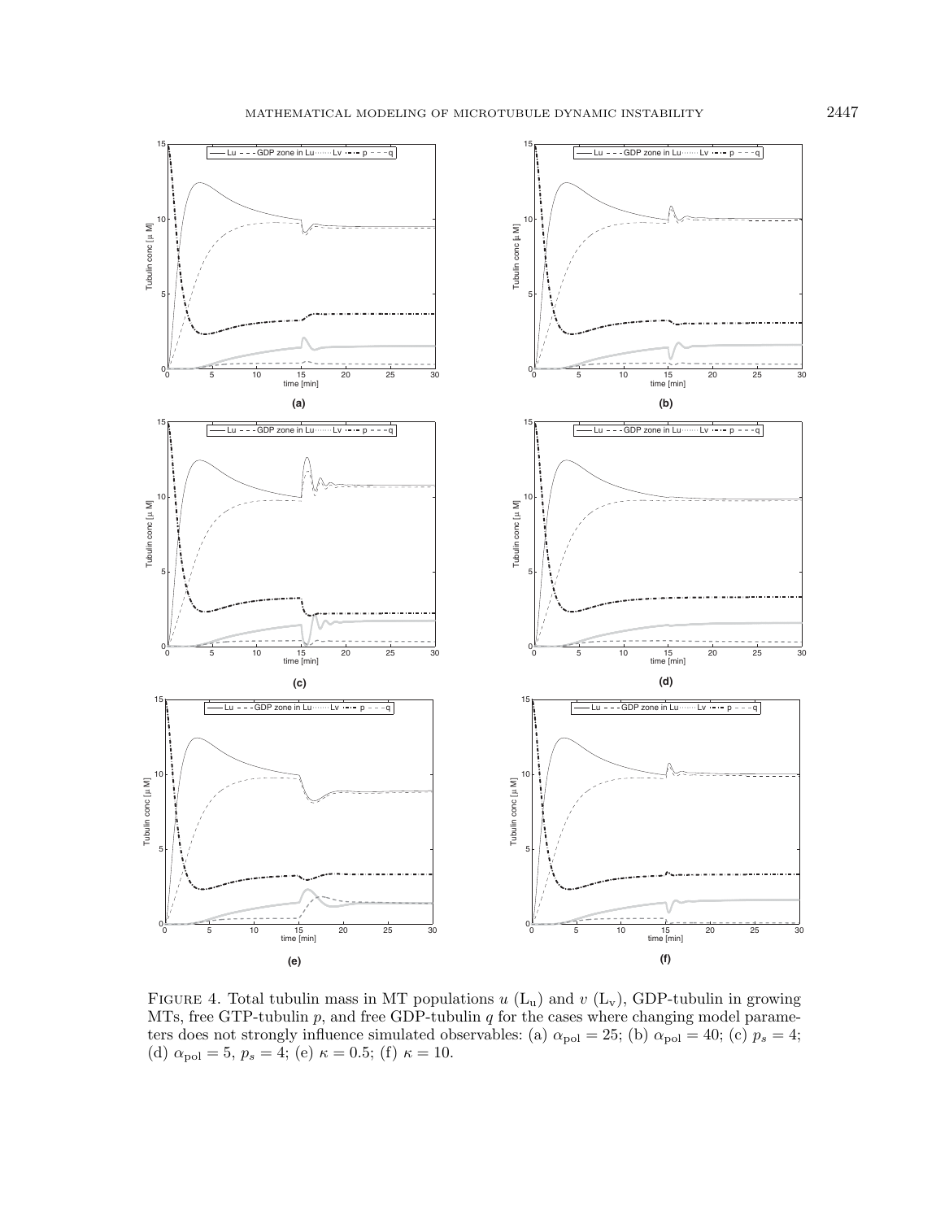Figure 4. Total tubulin mass in MT populations $u$ ($L_u$) and $v$ ($L_v$), GDP-tubulin in growing MTs, free GTP-tubulin $p$, and free GDP-tubulin $q$ for the cases where changing model parameters does not strongly influence simulated observables: (a) $\alpha_{pol} = 25$; (b) $\alpha_{pol} = 40$; (c) $p_s = 4$; (d) $\alpha_{pol} = 5$, $p_s = 4$; (e) $\kappa = 0.5$; (f) $\kappa = 10$.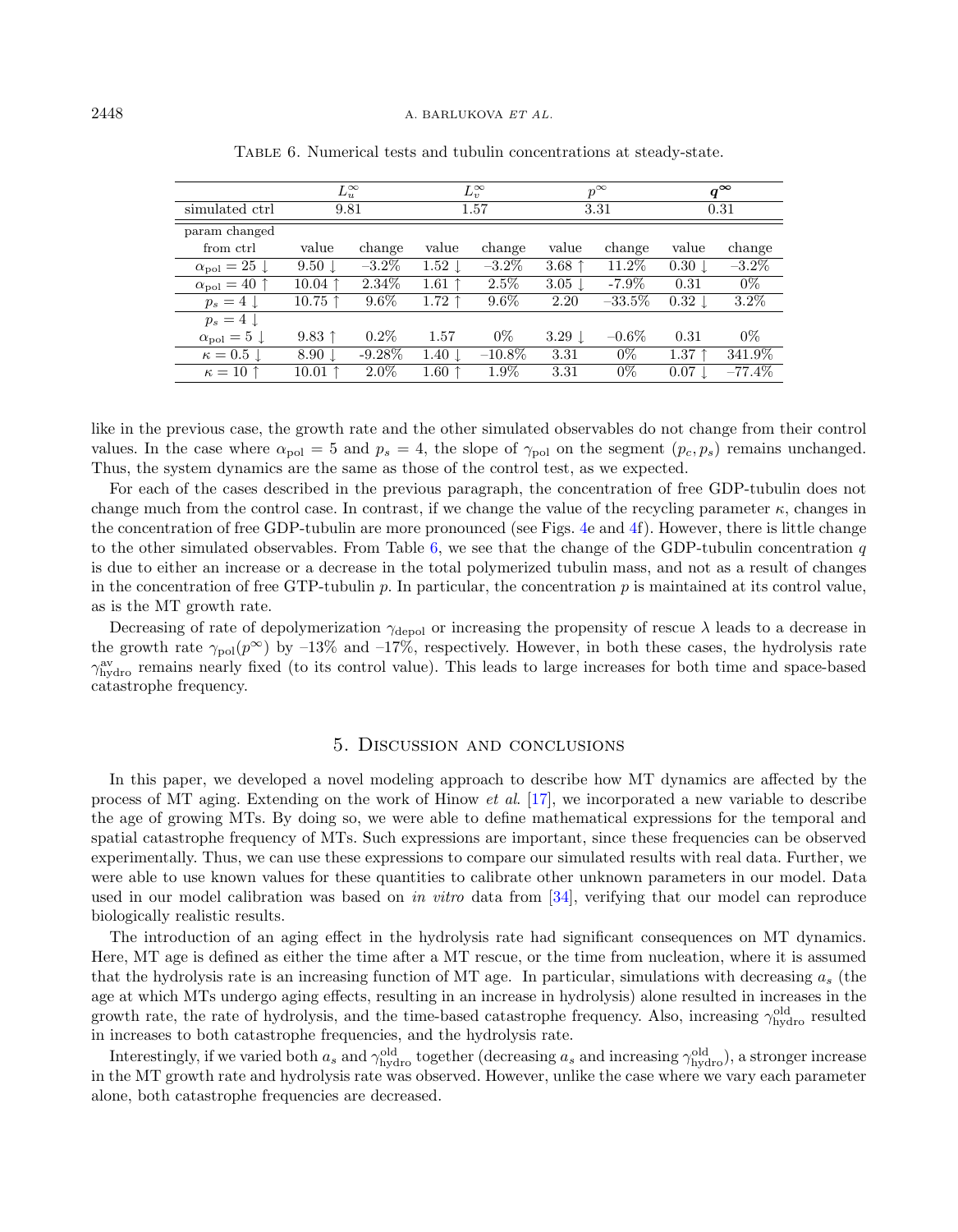Table 6. Numerical tests and tubulin concentrations at steady-state.

| | $L_u^\infty$ | | $L_v^\infty$ | | $p^\infty$ | | $\boldsymbol{q^\infty}$ | |
|---|---|---|---|---|---|---|---|---|
| simulated ctrl | 9.81 | | 1.57 | | 3.31 | | 0.31 | |
| param changed from ctrl | value | change | value | change | value | change | value | change |
| $\alpha_{\text{pol}} = 25 \downarrow$ | 9.50 $\downarrow$ | –3.2% | 1.52 $\downarrow$ | –3.2% | 3.68 $\uparrow$ | 11.2% | 0.30 $\downarrow$ | –3.2% |
| $\alpha_{\text{pol}} = 40 \uparrow$ | 10.04 $\uparrow$ | 2.34% | 1.61 $\uparrow$ | 2.5% | 3.05 $\downarrow$ | -7.9% | 0.31 | 0% |
| $p_s = 4 \downarrow$ | 10.75 $\uparrow$ | 9.6% | 1.72 $\uparrow$ | 9.6% | 2.20 | –33.5% | 0.32 $\downarrow$ | 3.2% |
| $p_s = 4 \downarrow$ $\alpha_{\text{pol}} = 5 \downarrow$ | 9.83 $\uparrow$ | 0.2% | 1.57 | 0% | 3.29 $\downarrow$ | –0.6% | 0.31 | 0% |
| $\kappa = 0.5 \downarrow$ | 8.90 $\downarrow$ | -9.28% | 1.40 $\downarrow$ | –10.8% | 3.31 | 0% | 1.37 $\uparrow$ | 341.9% |
| $\kappa = 10 \uparrow$ | 10.01 $\uparrow$ | 2.0% | 1.60 $\uparrow$ | 1.9% | 3.31 | 0% | 0.07 $\downarrow$ | –77.4% |

like in the previous case, the growth rate and the other simulated observables do not change from their control values. In the case where $\alpha_{\text{pol}} = 5$ and $p_s = 4$, the slope of $\gamma_{\text{pol}}$ on the segment $(p_c, p_s)$ remains unchanged. Thus, the system dynamics are the same as those of the control test, as we expected.

For each of the cases described in the previous paragraph, the concentration of free GDP-tubulin does not change much from the control case. In contrast, if we change the value of the recycling parameter $\kappa$, changes in the concentration of free GDP-tubulin are more pronounced (see Figs. 4e and 4f). However, there is little change to the other simulated observables. From Table 6, we see that the change of the GDP-tubulin concentration $q$ is due to either an increase or a decrease in the total polymerized tubulin mass, and not as a result of changes in the concentration of free GTP-tubulin $p$. In particular, the concentration $p$ is maintained at its control value, as is the MT growth rate.

Decreasing of rate of depolymerization $\gamma_{\text{depol}}$ or increasing the propensity of rescue $\lambda$ leads to a decrease in the growth rate $\gamma_{\text{pol}}(p^\infty)$ by –13% and –17%, respectively. However, in both these cases, the hydrolysis rate $\gamma_{\text{hydro}}^{\text{av}}$ remains nearly fixed (to its control value). This leads to large increases for both time and space-based catastrophe frequency.

## 5. Discussion and conclusions

In this paper, we developed a novel modeling approach to describe how MT dynamics are affected by the process of MT aging. Extending on the work of Hinow *et al.* [17], we incorporated a new variable to describe the age of growing MTs. By doing so, we were able to define mathematical expressions for the temporal and spatial catastrophe frequency of MTs. Such expressions are important, since these frequencies can be observed experimentally. Thus, we can use these expressions to compare our simulated results with real data. Further, we were able to use known values for these quantities to calibrate other unknown parameters in our model. Data used in our model calibration was based on *in vitro* data from [34], verifying that our model can reproduce biologically realistic results.

The introduction of an aging effect in the hydrolysis rate had significant consequences on MT dynamics. Here, MT age is defined as either the time after a MT rescue, or the time from nucleation, where it is assumed that the hydrolysis rate is an increasing function of MT age. In particular, simulations with decreasing $a_s$ (the age at which MTs undergo aging effects, resulting in an increase in hydrolysis) alone resulted in increases in the growth rate, the rate of hydrolysis, and the time-based catastrophe frequency. Also, increasing $\gamma_{\text{hydro}}^{\text{old}}$ resulted in increases to both catastrophe frequencies, and the hydrolysis rate.

Interestingly, if we varied both $a_s$ and $\gamma_{\text{hydro}}^{\text{old}}$ together (decreasing $a_s$ and increasing $\gamma_{\text{hydro}}^{\text{old}}$), a stronger increase in the MT growth rate and hydrolysis rate was observed. However, unlike the case where we vary each parameter alone, both catastrophe frequencies are decreased.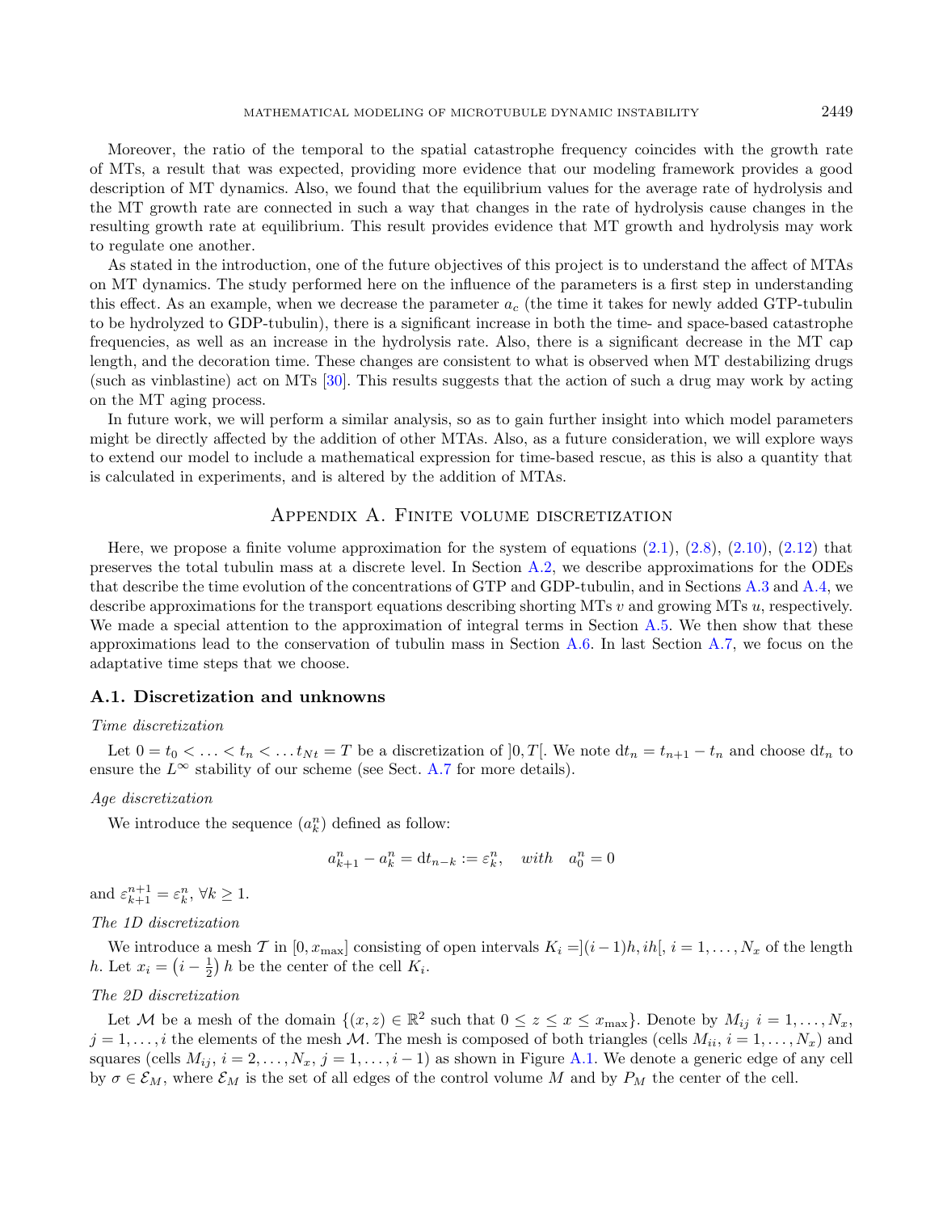Moreover, the ratio of the temporal to the spatial catastrophe frequency coincides with the growth rate of MTs, a result that was expected, providing more evidence that our modeling framework provides a good description of MT dynamics. Also, we found that the equilibrium values for the average rate of hydrolysis and the MT growth rate are connected in such a way that changes in the rate of hydrolysis cause changes in the resulting growth rate at equilibrium. This result provides evidence that MT growth and hydrolysis may work to regulate one another.

As stated in the introduction, one of the future objectives of this project is to understand the affect of MTAs on MT dynamics. The study performed here on the influence of the parameters is a first step in understanding this effect. As an example, when we decrease the parameter $a_c$ (the time it takes for newly added GTP-tubulin to be hydrolyzed to GDP-tubulin), there is a significant increase in both the time- and space-based catastrophe frequencies, as well as an increase in the hydrolysis rate. Also, there is a significant decrease in the MT cap length, and the decoration time. These changes are consistent to what is observed when MT destabilizing drugs (such as vinblastine) act on MTs [30]. This results suggests that the action of such a drug may work by acting on the MT aging process.

In future work, we will perform a similar analysis, so as to gain further insight into which model parameters might be directly affected by the addition of other MTAs. Also, as a future consideration, we will explore ways to extend our model to include a mathematical expression for time-based rescue, as this is also a quantity that is calculated in experiments, and is altered by the addition of MTAs.

## Appendix A. Finite volume discretization

Here, we propose a finite volume approximation for the system of equations (2.1), (2.8), (2.10), (2.12) that preserves the total tubulin mass at a discrete level. In Section A.2, we describe approximations for the ODEs that describe the time evolution of the concentrations of GTP and GDP-tubulin, and in Sections A.3 and A.4, we describe approximations for the transport equations describing shorting MTs $v$ and growing MTs $u$, respectively. We made a special attention to the approximation of integral terms in Section A.5. We then show that these approximations lead to the conservation of tubulin mass in Section A.6. In last Section A.7, we focus on the adaptative time steps that we choose.

### A.1. Discretization and unknowns

*Time discretization*

Let $0 = t_0 < \ldots < t_n < \ldots t_{Nt} = T$ be a discretization of $]0, T[$. We note $\mathrm{d}t_n = t_{n+1} - t_n$ and choose $\mathrm{d}t_n$ to ensure the $L^\infty$ stability of our scheme (see Sect. A.7 for more details).

*Age discretization*

We introduce the sequence $(a_k^n)$ defined as follow:

$$a_{k+1}^n - a_k^n = \mathrm{d}t_{n-k} := \varepsilon_k^n, \quad \textit{with} \quad a_0^n = 0$$

and $\varepsilon_{k+1}^{n+1} = \varepsilon_k^n$, $\forall k \geq 1$.

*The 1D discretization*

We introduce a mesh $\mathcal{T}$ in $[0, x_{\max}]$ consisting of open intervals $K_i = ](i-1)h, ih[$, $i = 1, \ldots, N_x$ of the length $h$. Let $x_i = \left(i - \frac{1}{2}\right) h$ be the center of the cell $K_i$.

*The 2D discretization*

Let $\mathcal{M}$ be a mesh of the domain $\{(x, z) \in \mathbb{R}^2$ such that $0 \leq z \leq x \leq x_{\max}\}$. Denote by $M_{ij}$ $i = 1, \ldots, N_x$, $j = 1, \ldots, i$ the elements of the mesh $\mathcal{M}$. The mesh is composed of both triangles (cells $M_{ii}$, $i = 1, \ldots, N_x$) and squares (cells $M_{ij}$, $i = 2, \ldots, N_x$, $j = 1, \ldots, i-1$) as shown in Figure A.1. We denote a generic edge of any cell by $\sigma \in \mathcal{E}_M$, where $\mathcal{E}_M$ is the set of all edges of the control volume $M$ and by $P_M$ the center of the cell.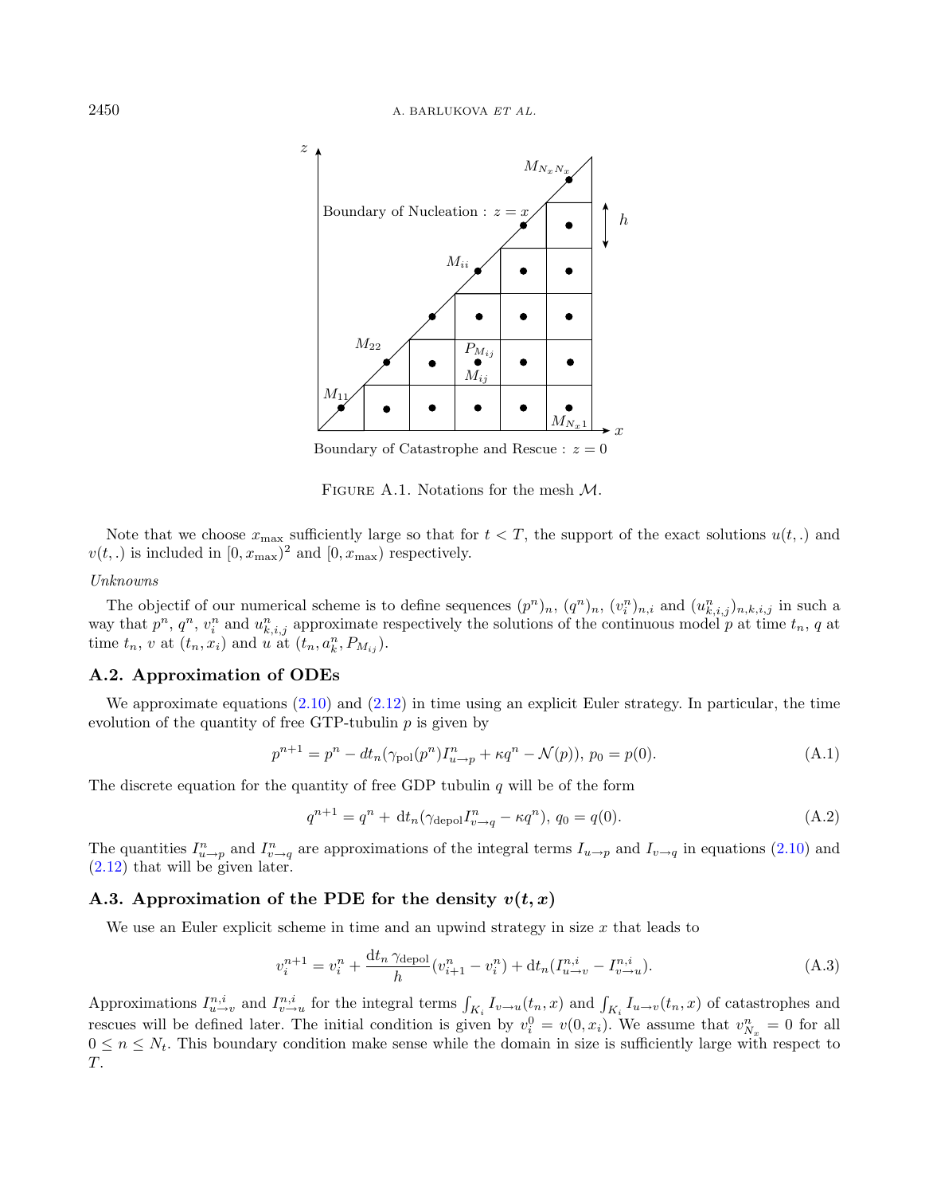Figure A.1. Notations for the mesh $\mathcal{M}$.

Note that we choose $x_{\max}$ sufficiently large so that for $t < T$, the support of the exact solutions $u(t,.)$ and $v(t,.)$ is included in $[0, x_{\max})^2$ and $[0, x_{\max})$ respectively.

*Unknowns*

The objectif of our numerical scheme is to define sequences $(p^n)_n$, $(q^n)_n$, $(v_i^n)_{n,i}$ and $(u_{k,i,j}^n)_{n,k,i,j}$ in such a way that $p^n$, $q^n$, $v_i^n$ and $u_{k,i,j}^n$ approximate respectively the solutions of the continuous model $p$ at time $t_n$, $q$ at time $t_n$, $v$ at $(t_n, x_i)$ and $u$ at $(t_n, a_k^n, P_{M_{ij}})$.

### A.2. Approximation of ODEs

We approximate equations (2.10) and (2.12) in time using an explicit Euler strategy. In particular, the time evolution of the quantity of free GTP-tubulin $p$ is given by

$$p^{n+1} = p^n - dt_n(\gamma_{\text{pol}}(p^n) I_{u\to p}^n + \kappa q^n - \mathcal{N}(p)),\ p_0 = p(0). \tag{A.1}$$

The discrete equation for the quantity of free GDP tubulin $q$ will be of the form

$$q^{n+1} = q^n + \mathrm{d}t_n(\gamma_{\text{depol}} I_{v\to q}^n - \kappa q^n),\ q_0 = q(0). \tag{A.2}$$

The quantities $I_{u\to p}^n$ and $I_{v\to q}^n$ are approximations of the integral terms $I_{u\to p}$ and $I_{v\to q}$ in equations (2.10) and (2.12) that will be given later.

### A.3. Approximation of the PDE for the density $v(t, x)$

We use an Euler explicit scheme in time and an upwind strategy in size $x$ that leads to

$$v_i^{n+1} = v_i^n + \frac{\mathrm{d}t_n\, \gamma_{\text{depol}}}{h}(v_{i+1}^n - v_i^n) + \mathrm{d}t_n(I_{u\to v}^{n,i} - I_{v\to u}^{n,i}). \tag{A.3}$$

Approximations $I_{u\to v}^{n,i}$ and $I_{v\to u}^{n,i}$ for the integral terms $\int_{K_i} I_{v\to u}(t_n, x)$ and $\int_{K_i} I_{u\to v}(t_n, x)$ of catastrophes and rescues will be defined later. The initial condition is given by $v_i^0 = v(0, x_i)$. We assume that $v_{N_x}^n = 0$ for all $0 \leq n \leq N_t$. This boundary condition make sense while the domain in size is sufficiently large with respect to $T$.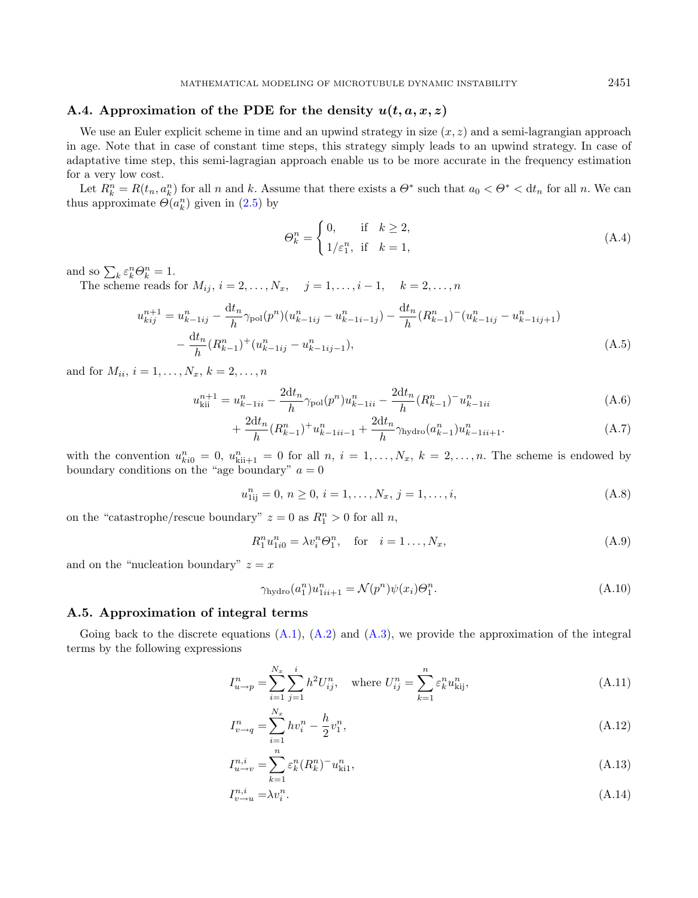### A.4. Approximation of the PDE for the density $u(t, a, x, z)$

We use an Euler explicit scheme in time and an upwind strategy in size $(x, z)$ and a semi-lagrangian approach in age. Note that in case of constant time steps, this strategy simply leads to an upwind strategy. In case of adaptative time step, this semi-lagragian approach enable us to be more accurate in the frequency estimation for a very low cost.

Let $R_k^n = R(t_n, a_k^n)$ for all $n$ and $k$. Assume that there exists a $\Theta^*$ such that $a_0 < \Theta^* < \mathrm{d}t_n$ for all $n$. We can thus approximate $\Theta(a_k^n)$ given in (2.5) by

$$
\Theta_k^n = \begin{cases} 0, & \text{if} \quad k \geq 2, \\ 1/\varepsilon_1^n, & \text{if} \quad k = 1, \end{cases} \tag{A.4}
$$

and so $\sum_k \varepsilon_k^n \Theta_k^n = 1$.

The scheme reads for $M_{ij}$, $i = 2, \ldots, N_x, \quad j = 1, \ldots, i-1, \quad k = 2, \ldots, n$

$$
\begin{aligned}
u_{kij}^{n+1} = u_{k-1ij}^n - \frac{\mathrm{d}t_n}{h}\gamma_{\mathrm{pol}}(p^n)(u_{k-1ij}^n - u_{k-1i-1j}^n) - \frac{\mathrm{d}t_n}{h}(R_{k-1}^n)^-(u_{k-1ij}^n - u_{k-1ij+1}^n) \\
- \frac{\mathrm{d}t_n}{h}(R_{k-1}^n)^+(u_{k-1ij}^n - u_{k-1ij-1}^n),
\end{aligned} \tag{A.5}
$$

and for $M_{ii}$, $i = 1, \ldots, N_x$, $k = 2, \ldots, n$

$$
u_{\mathrm{kii}}^{n+1} = u_{k-1ii}^n - \frac{2\mathrm{d}t_n}{h}\gamma_{\mathrm{pol}}(p^n)u_{k-1ii}^n - \frac{2\mathrm{d}t_n}{h}(R_{k-1}^n)^- u_{k-1ii}^n \tag{A.6}
$$

$$
+ \frac{2\mathrm{d}t_n}{h}(R_{k-1}^n)^+ u_{k-1ii-1}^n + \frac{2\mathrm{d}t_n}{h}\gamma_{\mathrm{hydro}}(a_{k-1}^n)u_{k-1ii+1}^n. \tag{A.7}
$$

with the convention $u_{ki0}^n = 0$, $u_{\mathrm{kii}+1}^n = 0$ for all $n$, $i = 1, \ldots, N_x$, $k = 2, \ldots, n$. The scheme is endowed by boundary conditions on the "age boundary" $a = 0$

$$
u_{1\mathrm{ij}}^n = 0, \; n \geq 0, \; i = 1, \ldots, N_x, \; j = 1, \ldots, i, \tag{A.8}
$$

on the "catastrophe/rescue boundary" $z = 0$ as $R_1^n > 0$ for all $n$,

$$
R_1^n u_{1i0}^n = \lambda v_i^n \Theta_1^n, \quad \text{for} \quad i = 1 \ldots, N_x, \tag{A.9}
$$

and on the "nucleation boundary" $z = x$

$$
\gamma_{\mathrm{hydro}}(a_1^n)u_{1ii+1}^n = \mathcal{N}(p^n)\psi(x_i)\Theta_1^n. \tag{A.10}
$$

### A.5. Approximation of integral terms

Going back to the discrete equations (A.1), (A.2) and (A.3), we provide the approximation of the integral terms by the following expressions

$$
I_{u\to p}^n = \sum_{i=1}^{N_x}\sum_{j=1}^{i} h^2 U_{ij}^n, \quad \text{where } U_{ij}^n = \sum_{k=1}^{n} \varepsilon_k^n u_{\mathrm{kij}}^n, \tag{A.11}
$$

$$
I_{v\to q}^n = \sum_{i=1}^{N_x} h v_i^n - \frac{h}{2}v_1^n, \tag{A.12}
$$

$$
I_{u\to v}^{n,i} = \sum_{k=1}^{n} \varepsilon_k^n (R_k^n)^- u_{\mathrm{ki}1}^n, \tag{A.13}
$$

$$
I_{v\to u}^{n,i} = \lambda v_i^n. \tag{A.14}
$$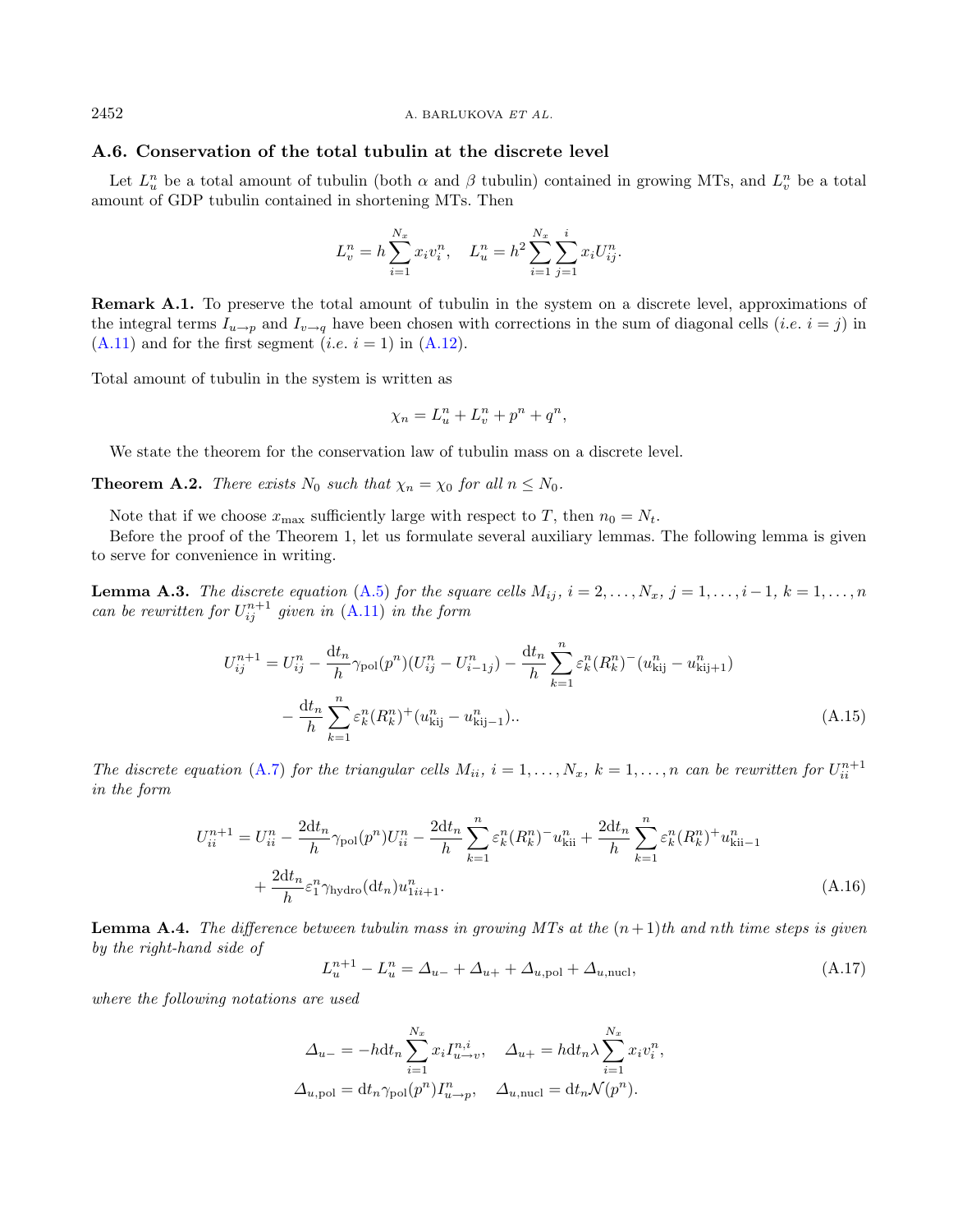### A.6. Conservation of the total tubulin at the discrete level

Let $L_u^n$ be a total amount of tubulin (both $\alpha$ and $\beta$ tubulin) contained in growing MTs, and $L_v^n$ be a total amount of GDP tubulin contained in shortening MTs. Then

$$L_v^n = h\sum_{i=1}^{N_x} x_i v_i^n, \quad L_u^n = h^2 \sum_{i=1}^{N_x}\sum_{j=1}^{i} x_i U_{ij}^n.$$

**Remark A.1.** To preserve the total amount of tubulin in the system on a discrete level, approximations of the integral terms $I_{u\to p}$ and $I_{v\to q}$ have been chosen with corrections in the sum of diagonal cells (*i.e.* $i=j$) in (A.11) and for the first segment (*i.e.* $i=1$) in (A.12).

Total amount of tubulin in the system is written as

$$\chi_n = L_u^n + L_v^n + p^n + q^n,$$

We state the theorem for the conservation law of tubulin mass on a discrete level.

**Theorem A.2.** *There exists $N_0$ such that $\chi_n = \chi_0$ for all $n \le N_0$.*

Note that if we choose $x_{\max}$ sufficiently large with respect to $T$, then $n_0 = N_t$.

Before the proof of the Theorem 1, let us formulate several auxiliary lemmas. The following lemma is given to serve for convenience in writing.

**Lemma A.3.** *The discrete equation (A.5) for the square cells $M_{ij}$, $i=2,\ldots,N_x$, $j=1,\ldots,i-1$, $k=1,\ldots,n$ can be rewritten for $U_{ij}^{n+1}$ given in (A.11) in the form*

$$\begin{aligned} U_{ij}^{n+1} = U_{ij}^n &- \frac{\mathrm{d}t_n}{h}\gamma_{\mathrm{pol}}(p^n)(U_{ij}^n - U_{i-1j}^n) - \frac{\mathrm{d}t_n}{h}\sum_{k=1}^{n}\varepsilon_k^n (R_k^n)^-(u_{\mathrm{kij}}^n - u_{\mathrm{kij+1}}^n)\\ &- \frac{\mathrm{d}t_n}{h}\sum_{k=1}^{n}\varepsilon_k^n (R_k^n)^+(u_{\mathrm{kij}}^n - u_{\mathrm{kij-1}}^n).. \end{aligned} \tag{A.15}$$

*The discrete equation (A.7) for the triangular cells $M_{ii}$, $i=1,\ldots,N_x$, $k=1,\ldots,n$ can be rewritten for $U_{ii}^{n+1}$ in the form*

$$\begin{aligned} U_{ii}^{n+1} = U_{ii}^n &- \frac{2\mathrm{d}t_n}{h}\gamma_{\mathrm{pol}}(p^n)U_{ii}^n - \frac{2\mathrm{d}t_n}{h}\sum_{k=1}^{n}\varepsilon_k^n (R_k^n)^- u_{\mathrm{kii}}^n + \frac{2\mathrm{d}t_n}{h}\sum_{k=1}^{n}\varepsilon_k^n (R_k^n)^+ u_{\mathrm{kii-1}}^n\\ &+ \frac{2\mathrm{d}t_n}{h}\varepsilon_1^n \gamma_{\mathrm{hydro}}(\mathrm{d}t_n) u_{1ii+1}^n. \end{aligned} \tag{A.16}$$

**Lemma A.4.** *The difference between tubulin mass in growing MTs at the $(n+1)$th and $n$th time steps is given by the right-hand side of*

$$L_u^{n+1} - L_u^n = \varDelta_{u-} + \varDelta_{u+} + \varDelta_{u,\mathrm{pol}} + \varDelta_{u,\mathrm{nucl}}, \tag{A.17}$$

*where the following notations are used*

$$\varDelta_{u-} = -h\mathrm{d}t_n \sum_{i=1}^{N_x} x_i I_{u\to v}^{n,i}, \quad \varDelta_{u+} = h\mathrm{d}t_n \lambda \sum_{i=1}^{N_x} x_i v_i^n,$$
$$\varDelta_{u,\mathrm{pol}} = \mathrm{d}t_n \gamma_{\mathrm{pol}}(p^n) I_{u\to p}^n, \quad \varDelta_{u,\mathrm{nucl}} = \mathrm{d}t_n \mathcal{N}(p^n).$$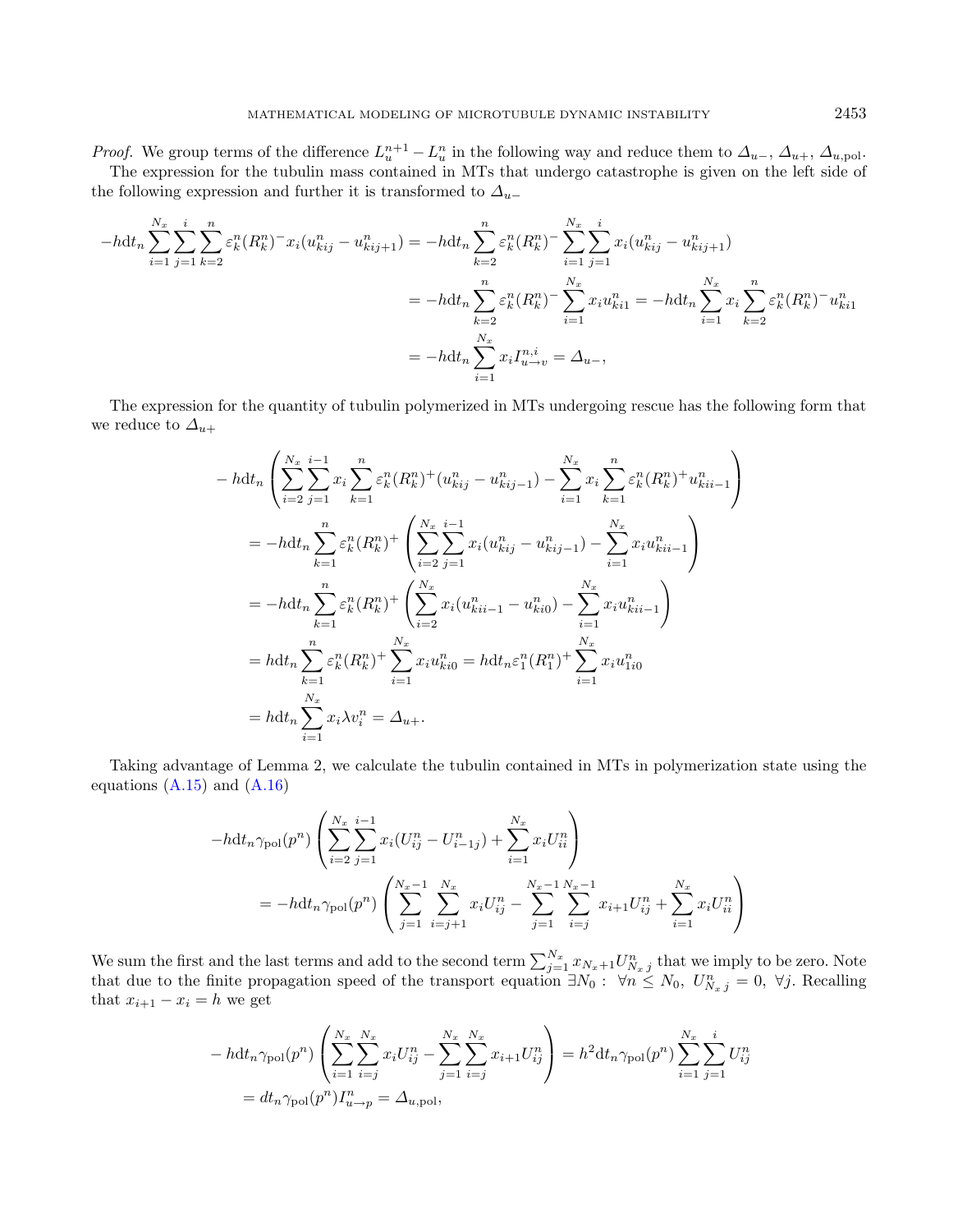*Proof.* We group terms of the difference $L_u^{n+1} - L_u^n$ in the following way and reduce them to $\Delta_{u-}$, $\Delta_{u+}$, $\Delta_{u,\text{pol}}$.

The expression for the tubulin mass contained in MTs that undergo catastrophe is given on the left side of the following expression and further it is transformed to $\Delta_{u-}$

$$
\begin{aligned}
-h\mathrm{d}t_n \sum_{i=1}^{N_x}\sum_{j=1}^{i}\sum_{k=2}^{n} \varepsilon_k^n (R_k^n)^- x_i (u_{kij}^n - u_{kij+1}^n) &= -h\mathrm{d}t_n \sum_{k=2}^{n} \varepsilon_k^n (R_k^n)^- \sum_{i=1}^{N_x}\sum_{j=1}^{i} x_i (u_{kij}^n - u_{kij+1}^n)\\
&= -h\mathrm{d}t_n \sum_{k=2}^{n} \varepsilon_k^n (R_k^n)^- \sum_{i=1}^{N_x} x_i u_{ki1}^n = -h\mathrm{d}t_n \sum_{i=1}^{N_x} x_i \sum_{k=2}^{n} \varepsilon_k^n (R_k^n)^- u_{ki1}^n\\
&= -h\mathrm{d}t_n \sum_{i=1}^{N_x} x_i I_{u\to v}^{n,i} = \Delta_{u-},
\end{aligned}
$$

The expression for the quantity of tubulin polymerized in MTs undergoing rescue has the following form that we reduce to $\Delta_{u+}$

$$
\begin{aligned}
&-h\mathrm{d}t_n \left( \sum_{i=2}^{N_x}\sum_{j=1}^{i-1} x_i \sum_{k=1}^{n} \varepsilon_k^n (R_k^n)^+ (u_{kij}^n - u_{kij-1}^n) - \sum_{i=1}^{N_x} x_i \sum_{k=1}^{n} \varepsilon_k^n (R_k^n)^+ u_{kii-1}^n \right)\\
&= -h\mathrm{d}t_n \sum_{k=1}^{n} \varepsilon_k^n (R_k^n)^+ \left( \sum_{i=2}^{N_x}\sum_{j=1}^{i-1} x_i (u_{kij}^n - u_{kij-1}^n) - \sum_{i=1}^{N_x} x_i u_{kii-1}^n \right)\\
&= -h\mathrm{d}t_n \sum_{k=1}^{n} \varepsilon_k^n (R_k^n)^+ \left( \sum_{i=2}^{N_x} x_i (u_{kii-1}^n - u_{ki0}^n) - \sum_{i=1}^{N_x} x_i u_{kii-1}^n \right)\\
&= h\mathrm{d}t_n \sum_{k=1}^{n} \varepsilon_k^n (R_k^n)^+ \sum_{i=1}^{N_x} x_i u_{ki0}^n = h\mathrm{d}t_n \varepsilon_1^n (R_1^n)^+ \sum_{i=1}^{N_x} x_i u_{1i0}^n\\
&= h\mathrm{d}t_n \sum_{i=1}^{N_x} x_i \lambda v_i^n = \Delta_{u+}.
\end{aligned}
$$

Taking advantage of Lemma 2, we calculate the tubulin contained in MTs in polymerization state using the equations (A.15) and (A.16)

$$
\begin{aligned}
&-h\mathrm{d}t_n \gamma_{\text{pol}}(p^n) \left( \sum_{i=2}^{N_x}\sum_{j=1}^{i-1} x_i (U_{ij}^n - U_{i-1j}^n) + \sum_{i=1}^{N_x} x_i U_{ii}^n \right)\\
&\quad = -h\mathrm{d}t_n \gamma_{\text{pol}}(p^n) \left( \sum_{j=1}^{N_x-1}\sum_{i=j+1}^{N_x} x_i U_{ij}^n - \sum_{j=1}^{N_x-1}\sum_{i=j}^{N_x-1} x_{i+1} U_{ij}^n + \sum_{i=1}^{N_x} x_i U_{ii}^n \right)
\end{aligned}
$$

We sum the first and the last terms and add to the second term $\sum_{j=1}^{N_x} x_{N_x+1} U_{N_x j}^n$ that we imply to be zero. Note that due to the finite propagation speed of the transport equation $\exists N_0 : \ \forall n \le N_0, \ U_{N_x j}^n = 0, \ \forall j$. Recalling that $x_{i+1} - x_i = h$ we get

$$
\begin{aligned}
&-h\mathrm{d}t_n \gamma_{\text{pol}}(p^n) \left( \sum_{i=1}^{N_x}\sum_{j=1}^{N_x} x_i U_{ij}^n - \sum_{j=1}^{N_x}\sum_{i=j}^{N_x} x_{i+1} U_{ij}^n \right) = h^2 \mathrm{d}t_n \gamma_{\text{pol}}(p^n) \sum_{i=1}^{N_x}\sum_{j=1}^{i} U_{ij}^n\\
&= dt_n \gamma_{\text{pol}}(p^n) I_{u\to p}^n = \Delta_{u,\text{pol}},
\end{aligned}
$$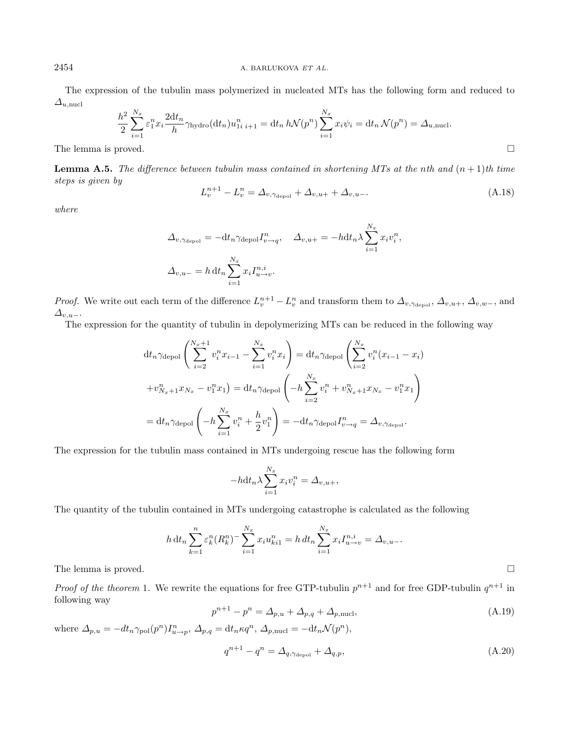The expression of the tubulin mass polymerized in nucleated MTs has the following form and reduced to $\Delta_{u,\text{nucl}}$

$$\frac{h^2}{2}\sum_{i=1}^{N_x}\varepsilon_1^n x_i \frac{2\mathrm{d}t_n}{h}\gamma_{\text{hydro}}(\mathrm{d}t_n)u_{1i\ i+1}^n = \mathrm{d}t_n\, h\mathcal{N}(p^n)\sum_{i=1}^{N_x}x_i\psi_i = \mathrm{d}t_n\,\mathcal{N}(p^n) = \Delta_{u,\text{nucl}}.$$

The lemma is proved. □

**Lemma A.5.** *The difference between tubulin mass contained in shortening MTs at the nth and $(n+1)$th time steps is given by*

$$L_v^{n+1} - L_v^n = \Delta_{v,\gamma_{\text{depol}}} + \Delta_{v,u+} + \Delta_{v,u-}. \tag{A.18}$$

*where*

$$\Delta_{v,\gamma_{\text{depol}}} = -\mathrm{d}t_n\gamma_{\text{depol}}I_{v\to q}^n, \quad \Delta_{v,u+} = -h\mathrm{d}t_n\lambda\sum_{i=1}^{N_x}x_i v_i^n,$$

$$\Delta_{v,u-} = h\,\mathrm{d}t_n\sum_{i=1}^{N_x}x_i I_{u\to v}^{n,i}.$$

*Proof.* We write out each term of the difference $L_v^{n+1} - L_v^n$ and transform them to $\Delta_{v,\gamma_{\text{depol}}}$, $\Delta_{v,u+}$, $\Delta_{v,w-}$, and $\Delta_{v,u-}$.

The expression for the quantity of tubulin in depolymerizing MTs can be reduced in the following way

$$\mathrm{d}t_n\gamma_{\text{depol}}\left(\sum_{i=2}^{N_x+1}v_i^n x_{i-1} - \sum_{i=1}^{N_x}v_i^n x_i\right) = \mathrm{d}t_n\gamma_{\text{depol}}\left(\sum_{i=2}^{N_x}v_i^n(x_{i-1}-x_i)\right.$$
$$\left.+v_{N_x+1}^n x_{N_x} - v_1^n x_1\right) = \mathrm{d}t_n\gamma_{\text{depol}}\left(-h\sum_{i=2}^{N_x}v_i^n + v_{N_x+1}^n x_{N_x} - v_1^n x_1\right)$$
$$= \mathrm{d}t_n\gamma_{\text{depol}}\left(-h\sum_{i=1}^{N_x}v_i^n + \frac{h}{2}v_1^n\right) = -\mathrm{d}t_n\gamma_{\text{depol}}I_{v\to q}^n = \Delta_{v,\gamma_{\text{depol}}}.$$

The expression for the tubulin mass contained in MTs undergoing rescue has the following form

$$-h\mathrm{d}t_n\lambda\sum_{i=1}^{N_x}x_i v_i^n = \Delta_{v,u+},$$

The quantity of the tubulin contained in MTs undergoing catastrophe is calculated as the following

$$h\,\mathrm{d}t_n\sum_{k=1}^{n}\varepsilon_k^n(R_k^n)^-\sum_{i=1}^{N_x}x_i u_{ki1}^n = h\,\mathrm{d}t_n\sum_{i=1}^{N_x}x_i I_{u\to v}^{n,i} = \Delta_{v,u-}.$$

The lemma is proved. □

*Proof of the theorem* 1. We rewrite the equations for free GTP-tubulin $p^{n+1}$ and for free GDP-tubulin $q^{n+1}$ in following way

$$p^{n+1} - p^n = \Delta_{p,u} + \Delta_{p,q} + \Delta_{p,\text{nucl}}, \tag{A.19}$$

where $\Delta_{p,u} = -dt_n\gamma_{\text{pol}}(p^n)I_{u\to p}^n$, $\Delta_{p,q} = \mathrm{d}t_n\kappa q^n$, $\Delta_{p,\text{nucl}} = -\mathrm{d}t_n\mathcal{N}(p^n)$,

$$q^{n+1} - q^n = \Delta_{q,\gamma_{\text{depol}}} + \Delta_{q,p}, \tag{A.20}$$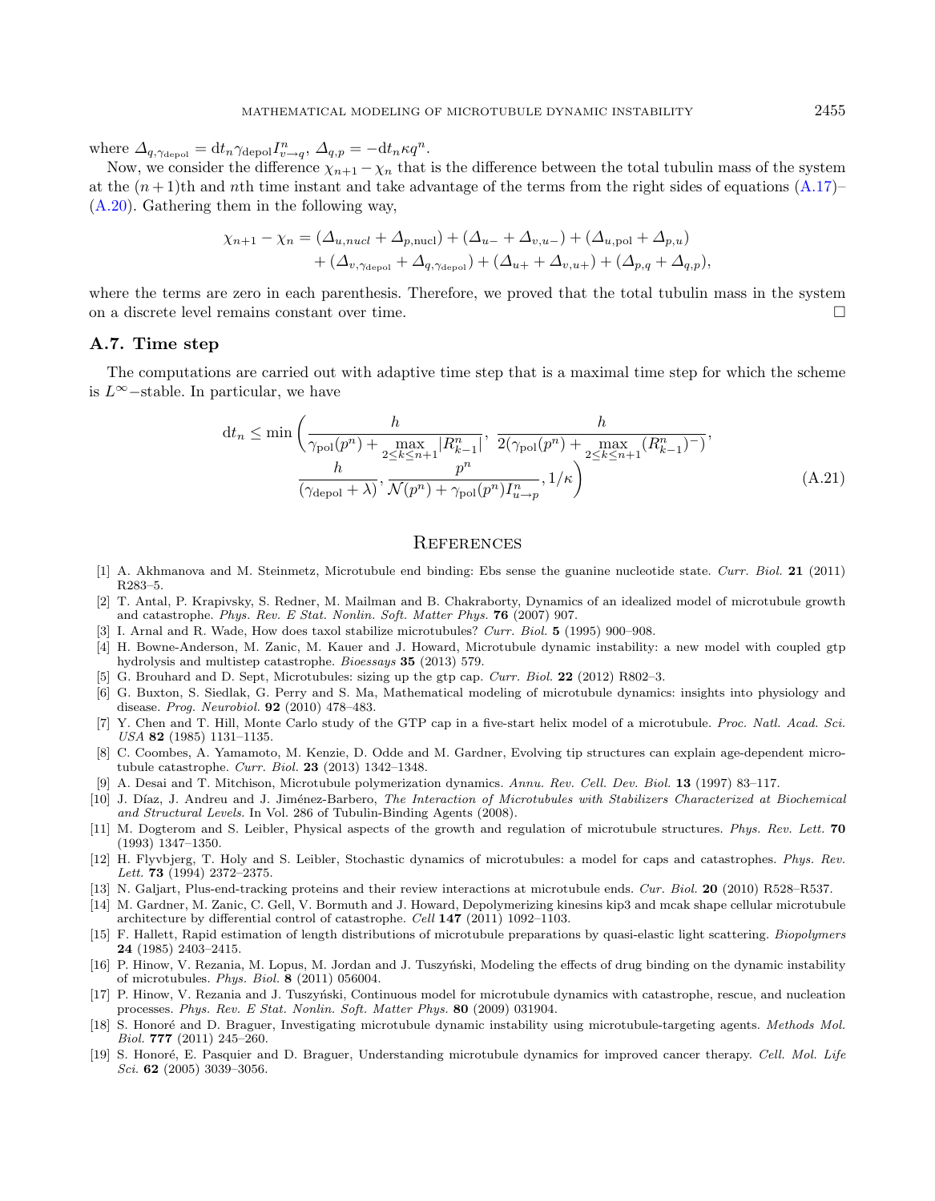where $\Delta_{q,\gamma_{\rm depol}} = {\rm d}t_n \gamma_{\rm depol} I^n_{v\to q}$, $\Delta_{q,p} = -{\rm d}t_n \kappa q^n$.

Now, we consider the difference $\chi_{n+1} - \chi_n$ that is the difference between the total tubulin mass of the system at the $(n+1)$th and $n$th time instant and take advantage of the terms from the right sides of equations (A.17)–(A.20). Gathering them in the following way,

$$
\begin{aligned}
\chi_{n+1} - \chi_n = & (\Delta_{u,nucl} + \Delta_{p,\rm nucl}) + (\Delta_{u-} + \Delta_{v,u-}) + (\Delta_{u,\rm pol} + \Delta_{p,u}) \\
& + (\Delta_{v,\gamma_{\rm depol}} + \Delta_{q,\gamma_{\rm depol}}) + (\Delta_{u+} + \Delta_{v,u+}) + (\Delta_{p,q} + \Delta_{q,p}),
\end{aligned}
$$

where the terms are zero in each parenthesis. Therefore, we proved that the total tubulin mass in the system on a discrete level remains constant over time. □

### A.7. Time step

The computations are carried out with adaptive time step that is a maximal time step for which the scheme is $L^\infty-$stable. In particular, we have

$$
\begin{aligned}
{\rm d}t_n \le \min \Bigg( & \frac{h}{\gamma_{\rm pol}(p^n) + \max\limits_{2\le k\le n+1} |R^n_{k-1}|},\ \frac{h}{2(\gamma_{\rm pol}(p^n) + \max\limits_{2\le k\le n+1} (R^n_{k-1})^-)}, \\
& \frac{h}{(\gamma_{\rm depol} + \lambda)}, \frac{p^n}{\mathcal{N}(p^n) + \gamma_{\rm pol}(p^n) I^n_{u\to p}}, 1/\kappa \Bigg)
\end{aligned}
\tag{A.21}
$$

## References

[1] A. Akhmanova and M. Steinmetz, Microtubule end binding: Ebs sense the guanine nucleotide state. *Curr. Biol.* **21** (2011) R283–5.

[2] T. Antal, P. Krapivsky, S. Redner, M. Mailman and B. Chakraborty, Dynamics of an idealized model of microtubule growth and catastrophe. *Phys. Rev. E Stat. Nonlin. Soft. Matter Phys.* **76** (2007) 907.

[3] I. Arnal and R. Wade, How does taxol stabilize microtubules? *Curr. Biol.* **5** (1995) 900–908.

[4] H. Bowne-Anderson, M. Zanic, M. Kauer and J. Howard, Microtubule dynamic instability: a new model with coupled gtp hydrolysis and multistep catastrophe. *Bioessays* **35** (2013) 579.

[5] G. Brouhard and D. Sept, Microtubules: sizing up the gtp cap. *Curr. Biol.* **22** (2012) R802–3.

[6] G. Buxton, S. Siedlak, G. Perry and S. Ma, Mathematical modeling of microtubule dynamics: insights into physiology and disease. *Prog. Neurobiol.* **92** (2010) 478–483.

[7] Y. Chen and T. Hill, Monte Carlo study of the GTP cap in a five-start helix model of a microtubule. *Proc. Natl. Acad. Sci. USA* **82** (1985) 1131–1135.

[8] C. Coombes, A. Yamamoto, M. Kenzie, D. Odde and M. Gardner, Evolving tip structures can explain age-dependent microtubule catastrophe. *Curr. Biol.* **23** (2013) 1342–1348.

[9] A. Desai and T. Mitchison, Microtubule polymerization dynamics. *Annu. Rev. Cell. Dev. Biol.* **13** (1997) 83–117.

[10] J. Díaz, J. Andreu and J. Jiménez-Barbero, *The Interaction of Microtubules with Stabilizers Characterized at Biochemical and Structural Levels.* In Vol. 286 of Tubulin-Binding Agents (2008).

[11] M. Dogterom and S. Leibler, Physical aspects of the growth and regulation of microtubule structures. *Phys. Rev. Lett.* **70** (1993) 1347–1350.

[12] H. Flyvbjerg, T. Holy and S. Leibler, Stochastic dynamics of microtubules: a model for caps and catastrophes. *Phys. Rev. Lett.* **73** (1994) 2372–2375.

[13] N. Galjart, Plus-end-tracking proteins and their review interactions at microtubule ends. *Cur. Biol.* **20** (2010) R528–R537.

[14] M. Gardner, M. Zanic, C. Gell, V. Bormuth and J. Howard, Depolymerizing kinesins kip3 and mcak shape cellular microtubule architecture by differential control of catastrophe. *Cell* **147** (2011) 1092–1103.

[15] F. Hallett, Rapid estimation of length distributions of microtubule preparations by quasi-elastic light scattering. *Biopolymers* **24** (1985) 2403–2415.

[16] P. Hinow, V. Rezania, M. Lopus, M. Jordan and J. Tuszyński, Modeling the effects of drug binding on the dynamic instability of microtubules. *Phys. Biol.* **8** (2011) 056004.

[17] P. Hinow, V. Rezania and J. Tuszyński, Continuous model for microtubule dynamics with catastrophe, rescue, and nucleation processes. *Phys. Rev. E Stat. Nonlin. Soft. Matter Phys.* **80** (2009) 031904.

[18] S. Honoré and D. Braguer, Investigating microtubule dynamic instability using microtubule-targeting agents. *Methods Mol. Biol.* **777** (2011) 245–260.

[19] S. Honoré, E. Pasquier and D. Braguer, Understanding microtubule dynamics for improved cancer therapy. *Cell. Mol. Life Sci.* **62** (2005) 3039–3056.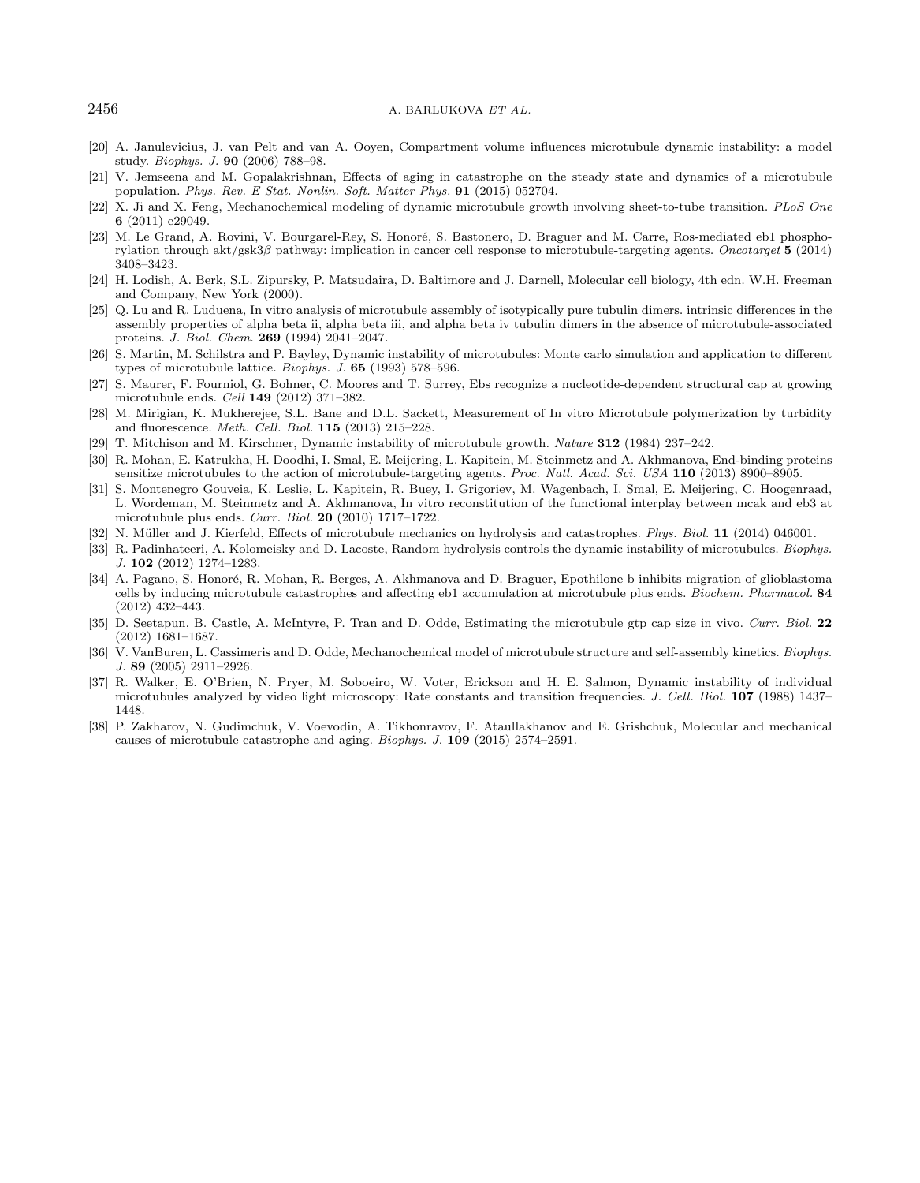[20] A. Janulevicius, J. van Pelt and van A. Ooyen, Compartment volume influences microtubule dynamic instability: a model study. *Biophys. J.* **90** (2006) 788–98.

[21] V. Jemseena and M. Gopalakrishnan, Effects of aging in catastrophe on the steady state and dynamics of a microtubule population. *Phys. Rev. E Stat. Nonlin. Soft. Matter Phys.* **91** (2015) 052704.

[22] X. Ji and X. Feng, Mechanochemical modeling of dynamic microtubule growth involving sheet-to-tube transition. *PLoS One* **6** (2011) e29049.

[23] M. Le Grand, A. Rovini, V. Bourgarel-Rey, S. Honoré, S. Bastonero, D. Braguer and M. Carre, Ros-mediated eb1 phosphorylation through akt/gsk3$\beta$ pathway: implication in cancer cell response to microtubule-targeting agents. *Oncotarget* **5** (2014) 3408–3423.

[24] H. Lodish, A. Berk, S.L. Zipursky, P. Matsudaira, D. Baltimore and J. Darnell, Molecular cell biology, 4th edn. W.H. Freeman and Company, New York (2000).

[25] Q. Lu and R. Luduena, In vitro analysis of microtubule assembly of isotypically pure tubulin dimers. intrinsic differences in the assembly properties of alpha beta ii, alpha beta iii, and alpha beta iv tubulin dimers in the absence of microtubule-associated proteins. *J. Biol. Chem.* **269** (1994) 2041–2047.

[26] S. Martin, M. Schilstra and P. Bayley, Dynamic instability of microtubules: Monte carlo simulation and application to different types of microtubule lattice. *Biophys. J.* **65** (1993) 578–596.

[27] S. Maurer, F. Fourniol, G. Bohner, C. Moores and T. Surrey, Ebs recognize a nucleotide-dependent structural cap at growing microtubule ends. *Cell* **149** (2012) 371–382.

[28] M. Mirigian, K. Mukherejee, S.L. Bane and D.L. Sackett, Measurement of In vitro Microtubule polymerization by turbidity and fluorescence. *Meth. Cell. Biol.* **115** (2013) 215–228.

[29] T. Mitchison and M. Kirschner, Dynamic instability of microtubule growth. *Nature* **312** (1984) 237–242.

[30] R. Mohan, E. Katrukha, H. Doodhi, I. Smal, E. Meijering, L. Kapitein, M. Steinmetz and A. Akhmanova, End-binding proteins sensitize microtubules to the action of microtubule-targeting agents. *Proc. Natl. Acad. Sci. USA* **110** (2013) 8900–8905.

[31] S. Montenegro Gouveia, K. Leslie, L. Kapitein, R. Buey, I. Grigoriev, M. Wagenbach, I. Smal, E. Meijering, C. Hoogenraad, L. Wordeman, M. Steinmetz and A. Akhmanova, In vitro reconstitution of the functional interplay between mcak and eb3 at microtubule plus ends. *Curr. Biol.* **20** (2010) 1717–1722.

[32] N. Müller and J. Kierfeld, Effects of microtubule mechanics on hydrolysis and catastrophes. *Phys. Biol.* **11** (2014) 046001.

[33] R. Padinhateeri, A. Kolomeisky and D. Lacoste, Random hydrolysis controls the dynamic instability of microtubules. *Biophys. J.* **102** (2012) 1274–1283.

[34] A. Pagano, S. Honoré, R. Mohan, R. Berges, A. Akhmanova and D. Braguer, Epothilone b inhibits migration of glioblastoma cells by inducing microtubule catastrophes and affecting eb1 accumulation at microtubule plus ends. *Biochem. Pharmacol.* **84** (2012) 432–443.

[35] D. Seetapun, B. Castle, A. McIntyre, P. Tran and D. Odde, Estimating the microtubule gtp cap size in vivo. *Curr. Biol.* **22** (2012) 1681–1687.

[36] V. VanBuren, L. Cassimeris and D. Odde, Mechanochemical model of microtubule structure and self-assembly kinetics. *Biophys. J.* **89** (2005) 2911–2926.

[37] R. Walker, E. O'Brien, N. Pryer, M. Soboeiro, W. Voter, Erickson and H. E. Salmon, Dynamic instability of individual microtubules analyzed by video light microscopy: Rate constants and transition frequencies. *J. Cell. Biol.* **107** (1988) 1437–1448.

[38] P. Zakharov, N. Gudimchuk, V. Voevodin, A. Tikhonravov, F. Ataullakhanov and E. Grishchuk, Molecular and mechanical causes of microtubule catastrophe and aging. *Biophys. J.* **109** (2015) 2574–2591.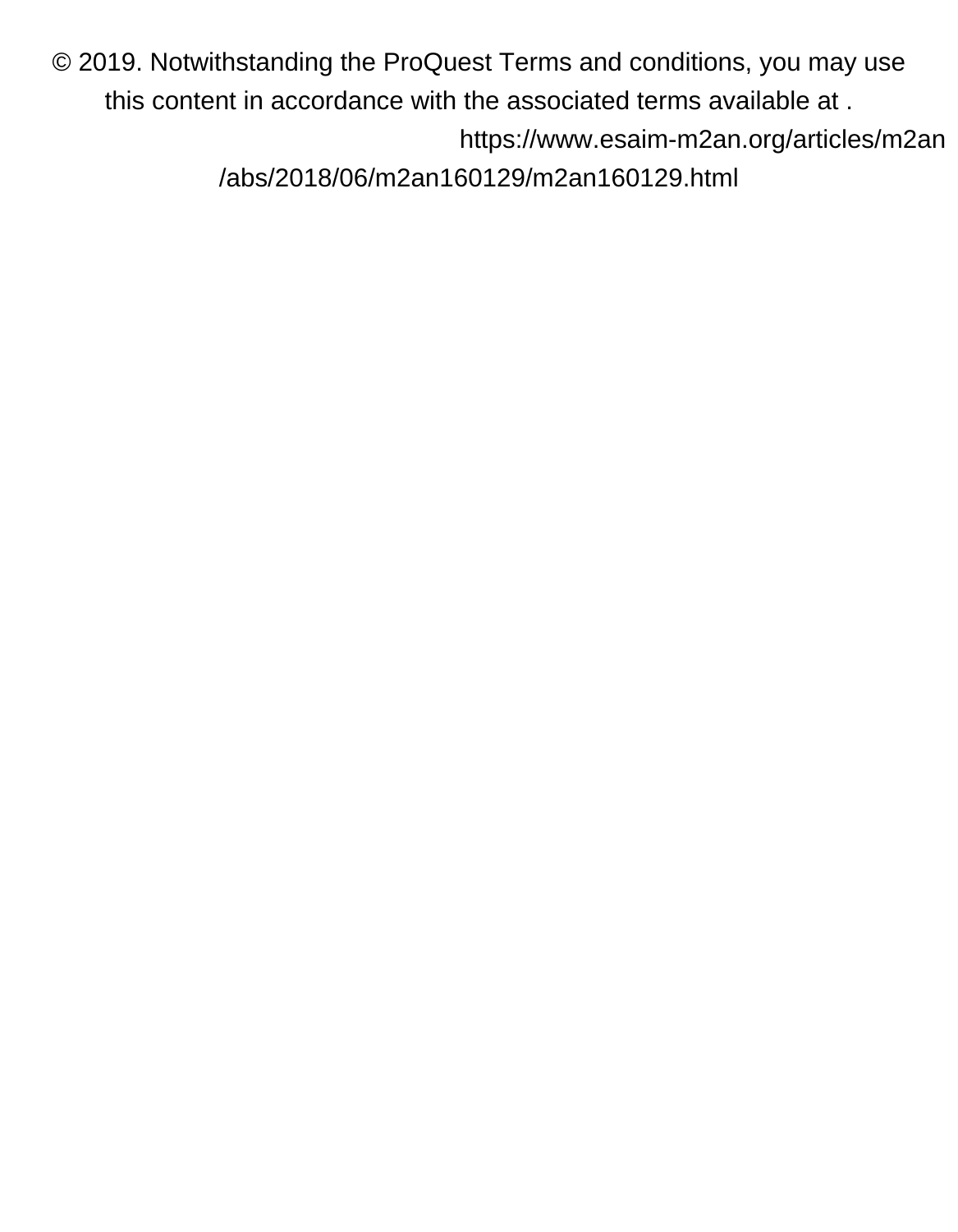© 2019. Notwithstanding the ProQuest Terms and conditions, you may use this content in accordance with the associated terms available at . https://www.esaim-m2an.org/articles/m2an/abs/2018/06/m2an160129/m2an160129.html